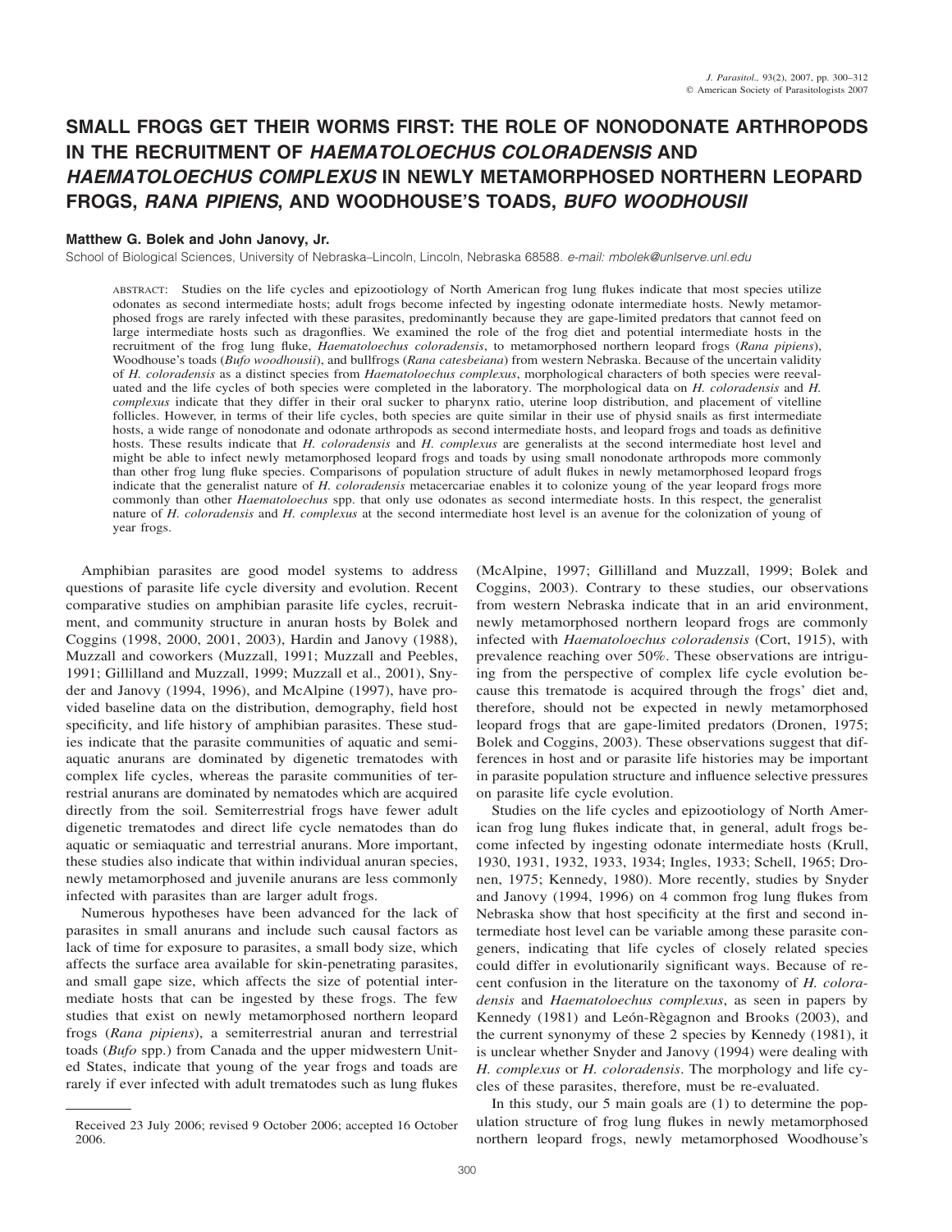# SMALL FROGS GET THEIR WORMS FIRST: THE ROLE OF NONODONATE ARTHROPODS IN THE RECRUITMENT OF *HAEMATOLOECHUS COLORADENSIS* AND *HAEMATOLOECHUS COMPLEXUS* IN NEWLY METAMORPHOSED NORTHERN LEOPARD FROGS, *RANA PIPIENS*, AND WOODHOUSE'S TOADS, *BUFO WOODHOUSII*

**Matthew G. Bolek and John Janovy, Jr.**

School of Biological Sciences, University of Nebraska–Lincoln, Lincoln, Nebraska 68588. *e-mail: mbolek@unlserve.unl.edu*

ABSTRACT: Studies on the life cycles and epizootiology of North American frog lung flukes indicate that most species utilize odonates as second intermediate hosts; adult frogs become infected by ingesting odonate intermediate hosts. Newly metamorphosed frogs are rarely infected with these parasites, predominantly because they are gape-limited predators that cannot feed on large intermediate hosts such as dragonflies. We examined the role of the frog diet and potential intermediate hosts in the recruitment of the frog lung fluke, *Haematoloechus coloradensis*, to metamorphosed northern leopard frogs (*Rana pipiens*), Woodhouse's toads (*Bufo woodhousii*), and bullfrogs (*Rana catesbeiana*) from western Nebraska. Because of the uncertain validity of *H. coloradensis* as a distinct species from *Haematoloechus complexus*, morphological characters of both species were reevaluated and the life cycles of both species were completed in the laboratory. The morphological data on *H. coloradensis* and *H. complexus* indicate that they differ in their oral sucker to pharynx ratio, uterine loop distribution, and placement of vitelline follicles. However, in terms of their life cycles, both species are quite similar in their use of physid snails as first intermediate hosts, a wide range of nonodonate and odonate arthropods as second intermediate hosts, and leopard frogs and toads as definitive hosts. These results indicate that *H. coloradensis* and *H. complexus* are generalists at the second intermediate host level and might be able to infect newly metamorphosed leopard frogs and toads by using small nonodonate arthropods more commonly than other frog lung fluke species. Comparisons of population structure of adult flukes in newly metamorphosed leopard frogs indicate that the generalist nature of *H. coloradensis* metacercariae enables it to colonize young of the year leopard frogs more commonly than other *Haematoloechus* spp. that only use odonates as second intermediate hosts. In this respect, the generalist nature of *H. coloradensis* and *H. complexus* at the second intermediate host level is an avenue for the colonization of young of year frogs.

Amphibian parasites are good model systems to address questions of parasite life cycle diversity and evolution. Recent comparative studies on amphibian parasite life cycles, recruitment, and community structure in anuran hosts by Bolek and Coggins (1998, 2000, 2001, 2003), Hardin and Janovy (1988), Muzzall and coworkers (Muzzall, 1991; Muzzall and Peebles, 1991; Gillilland and Muzzall, 1999; Muzzall et al., 2001), Snyder and Janovy (1994, 1996), and McAlpine (1997), have provided baseline data on the distribution, demography, field host specificity, and life history of amphibian parasites. These studies indicate that the parasite communities of aquatic and semiaquatic anurans are dominated by digenetic trematodes with complex life cycles, whereas the parasite communities of terrestrial anurans are dominated by nematodes which are acquired directly from the soil. Semiterrestrial frogs have fewer adult digenetic trematodes and direct life cycle nematodes than do aquatic or semiaquatic and terrestrial anurans. More important, these studies also indicate that within individual anuran species, newly metamorphosed and juvenile anurans are less commonly infected with parasites than are larger adult frogs.

Numerous hypotheses have been advanced for the lack of parasites in small anurans and include such causal factors as lack of time for exposure to parasites, a small body size, which affects the surface area available for skin-penetrating parasites, and small gape size, which affects the size of potential intermediate hosts that can be ingested by these frogs. The few studies that exist on newly metamorphosed northern leopard frogs (*Rana pipiens*), a semiterrestrial anuran and terrestrial toads (*Bufo* spp.) from Canada and the upper midwestern United States, indicate that young of the year frogs and toads are rarely if ever infected with adult trematodes such as lung flukes (McAlpine, 1997; Gillilland and Muzzall, 1999; Bolek and Coggins, 2003). Contrary to these studies, our observations from western Nebraska indicate that in an arid environment, newly metamorphosed northern leopard frogs are commonly infected with *Haematoloechus coloradensis* (Cort, 1915), with prevalence reaching over 50%. These observations are intriguing from the perspective of complex life cycle evolution because this trematode is acquired through the frogs' diet and, therefore, should not be expected in newly metamorphosed leopard frogs that are gape-limited predators (Dronen, 1975; Bolek and Coggins, 2003). These observations suggest that differences in host and or parasite life histories may be important in parasite population structure and influence selective pressures on parasite life cycle evolution.

Studies on the life cycles and epizootiology of North American frog lung flukes indicate that, in general, adult frogs become infected by ingesting odonate intermediate hosts (Krull, 1930, 1931, 1932, 1933, 1934; Ingles, 1933; Schell, 1965; Dronen, 1975; Kennedy, 1980). More recently, studies by Snyder and Janovy (1994, 1996) on 4 common frog lung flukes from Nebraska show that host specificity at the first and second intermediate host level can be variable among these parasite congeners, indicating that life cycles of closely related species could differ in evolutionarily significant ways. Because of recent confusion in the literature on the taxonomy of *H. coloradensis* and *Haematoloechus complexus*, as seen in papers by Kennedy (1981) and León-Règagnon and Brooks (2003), and the current synonymy of these 2 species by Kennedy (1981), it is unclear whether Snyder and Janovy (1994) were dealing with *H. complexus* or *H. coloradensis*. The morphology and life cycles of these parasites, therefore, must be re-evaluated.

In this study, our 5 main goals are (1) to determine the population structure of frog lung flukes in newly metamorphosed northern leopard frogs, newly metamorphosed Woodhouse's

Received 23 July 2006; revised 9 October 2006; accepted 16 October 2006.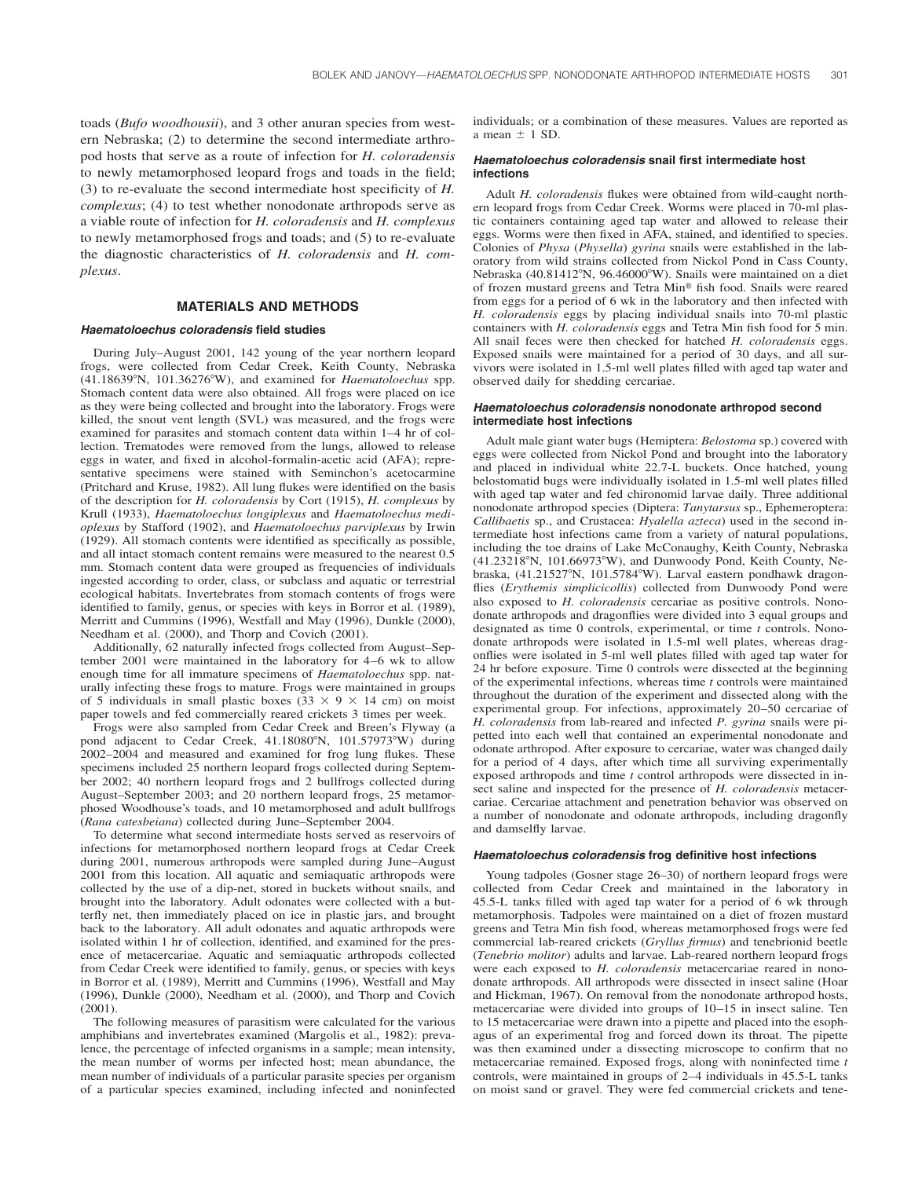toads (*Bufo woodhousii*), and 3 other anuran species from western Nebraska; (2) to determine the second intermediate arthropod hosts that serve as a route of infection for *H. coloradensis* to newly metamorphosed leopard frogs and toads in the field; (3) to re-evaluate the second intermediate host specificity of *H. complexus*; (4) to test whether nonodonate arthropods serve as a viable route of infection for *H. coloradensis* and *H. complexus* to newly metamorphosed frogs and toads; and (5) to re-evaluate the diagnostic characteristics of *H. coloradensis* and *H. complexus*.

## MATERIALS AND METHODS

### *Haematoloechus coloradensis* field studies

During July–August 2001, 142 young of the year northern leopard frogs, were collected from Cedar Creek, Keith County, Nebraska (41.18639°N, 101.36276°W), and examined for *Haematoloechus* spp. Stomach content data were also obtained. All frogs were placed on ice as they were being collected and brought into the laboratory. Frogs were killed, the snout vent length (SVL) was measured, and the frogs were examined for parasites and stomach content data within 1–4 hr of collection. Trematodes were removed from the lungs, allowed to release eggs in water, and fixed in alcohol-formalin-acetic acid (AFA); representative specimens were stained with Seminchon's acetocarmine (Pritchard and Kruse, 1982). All lung flukes were identified on the basis of the description for *H. coloradensis* by Cort (1915), *H. complexus* by Krull (1933), *Haematoloechus longiplexus* and *Haematoloechus medioplexus* by Stafford (1902), and *Haematoloechus parviplexus* by Irwin (1929). All stomach contents were identified as specifically as possible, and all intact stomach content remains were measured to the nearest 0.5 mm. Stomach content data were grouped as frequencies of individuals ingested according to order, class, or subclass and aquatic or terrestrial ecological habitats. Invertebrates from stomach contents of frogs were identified to family, genus, or species with keys in Borror et al. (1989), Merritt and Cummins (1996), Westfall and May (1996), Dunkle (2000), Needham et al. (2000), and Thorp and Covich (2001).

Additionally, 62 naturally infected frogs collected from August–September 2001 were maintained in the laboratory for 4–6 wk to allow enough time for all immature specimens of *Haematoloechus* spp. naturally infecting these frogs to mature. Frogs were maintained in groups of 5 individuals in small plastic boxes (33 × 9 × 14 cm) on moist paper towels and fed commercially reared crickets 3 times per week.

Frogs were also sampled from Cedar Creek and Breen's Flyway (a pond adjacent to Cedar Creek, 41.18080°N, 101.57973°W) during 2002–2004 and measured and examined for frog lung flukes. These specimens included 25 northern leopard frogs collected during September 2002; 40 northern leopard frogs and 2 bullfrogs collected during August–September 2003; and 20 northern leopard frogs, 25 metamorphosed Woodhouse's toads, and 10 metamorphosed and adult bullfrogs (*Rana catesbeiana*) collected during June–September 2004.

To determine what second intermediate hosts served as reservoirs of infections for metamorphosed northern leopard frogs at Cedar Creek during 2001, numerous arthropods were sampled during June–August 2001 from this location. All aquatic and semiaquatic arthropods were collected by the use of a dip-net, stored in buckets without snails, and brought into the laboratory. Adult odonates were collected with a butterfly net, then immediately placed on ice in plastic jars, and brought back to the laboratory. All adult odonates and aquatic arthropods were isolated within 1 hr of collection, identified, and examined for the presence of metacercariae. Aquatic and semiaquatic arthropods collected from Cedar Creek were identified to family, genus, or species with keys in Borror et al. (1989), Merritt and Cummins (1996), Westfall and May (1996), Dunkle (2000), Needham et al. (2000), and Thorp and Covich (2001).

The following measures of parasitism were calculated for the various amphibians and invertebrates examined (Margolis et al., 1982): prevalence, the percentage of infected organisms in a sample; mean intensity, the mean number of worms per infected host; mean abundance, the mean number of individuals of a particular parasite species per organism of a particular species examined, including infected and noninfected individuals; or a combination of these measures. Values are reported as a mean ± 1 SD.

### *Haematoloechus coloradensis* snail first intermediate host infections

Adult *H. coloradensis* flukes were obtained from wild-caught northern leopard frogs from Cedar Creek. Worms were placed in 70-ml plastic containers containing aged tap water and allowed to release their eggs. Worms were then fixed in AFA, stained, and identified to species. Colonies of *Physa* (*Physella*) *gyrina* snails were established in the laboratory from wild strains collected from Nickol Pond in Cass County, Nebraska (40.81412°N, 96.46000°W). Snails were maintained on a diet of frozen mustard greens and Tetra Min® fish food. Snails were reared from eggs for a period of 6 wk in the laboratory and then infected with *H. coloradensis* eggs by placing individual snails into 70-ml plastic containers with *H. coloradensis* eggs and Tetra Min fish food for 5 min. All snail feces were then checked for hatched *H. coloradensis* eggs. Exposed snails were maintained for a period of 30 days, and all survivors were isolated in 1.5-ml well plates filled with aged tap water and observed daily for shedding cercariae.

### *Haematoloechus coloradensis* nonodonate arthropod second intermediate host infections

Adult male giant water bugs (Hemiptera: *Belostoma* sp.) covered with eggs were collected from Nickol Pond and brought into the laboratory and placed in individual white 22.7-L buckets. Once hatched, young belostomatid bugs were individually isolated in 1.5-ml well plates filled with aged tap water and fed chironomid larvae daily. Three additional nonodonate arthropod species (Diptera: *Tanytarsus* sp., Ephemeroptera: *Callibaetis* sp., and Crustacea: *Hyalella azteca*) used in the second intermediate host infections came from a variety of natural populations, including the toe drains of Lake McConaughy, Keith County, Nebraska (41.23218°N, 101.66973°W), and Dunwoody Pond, Keith County, Nebraska, (41.21527°N, 101.5784°W). Larval eastern pondhawk dragonflies (*Erythemis simplicicollis*) collected from Dunwoody Pond were also exposed to *H. coloradensis* cercariae as positive controls. Nonodonate arthropods and dragonflies were divided into 3 equal groups and designated as time 0 controls, experimental, or time *t* controls. Nonodonate arthropods were isolated in 1.5-ml well plates, whereas dragonflies were isolated in 5-ml well plates filled with aged tap water for 24 hr before exposure. Time 0 controls were dissected at the beginning of the experimental infections, whereas time *t* controls were maintained throughout the duration of the experiment and dissected along with the experimental group. For infections, approximately 20–50 cercariae of *H. coloradensis* from lab-reared and infected *P. gyrina* snails were pipetted into each well that contained an experimental nonodonate and odonate arthropod. After exposure to cercariae, water was changed daily for a period of 4 days, after which time all surviving experimentally exposed arthropods and time *t* control arthropods were dissected in insect saline and inspected for the presence of *H. coloradensis* metacercariae. Cercariae attachment and penetration behavior was observed on a number of nonodonate and odonate arthropods, including dragonfly and damselfly larvae.

### *Haematoloechus coloradensis* frog definitive host infections

Young tadpoles (Gosner stage 26–30) of northern leopard frogs were collected from Cedar Creek and maintained in the laboratory in 45.5-L tanks filled with aged tap water for a period of 6 wk through metamorphosis. Tadpoles were maintained on a diet of frozen mustard greens and Tetra Min fish food, whereas metamorphosed frogs were fed commercial lab-reared crickets (*Gryllus firmus*) and tenebrionid beetle (*Tenebrio molitor*) adults and larvae. Lab-reared northern leopard frogs were each exposed to *H. coloradensis* metacercariae reared in nonodonate arthropods. All arthropods were dissected in insect saline (Hoar and Hickman, 1967). On removal from the nonodonate arthropod hosts, metacercariae were divided into groups of 10–15 in insect saline. Ten to 15 metacercariae were drawn into a pipette and placed into the esophagus of an experimental frog and forced down its throat. The pipette was then examined under a dissecting microscope to confirm that no metacercariae remained. Exposed frogs, along with noninfected time *t* controls, were maintained in groups of 2–4 individuals in 45.5-L tanks on moist sand or gravel. They were fed commercial crickets and tene-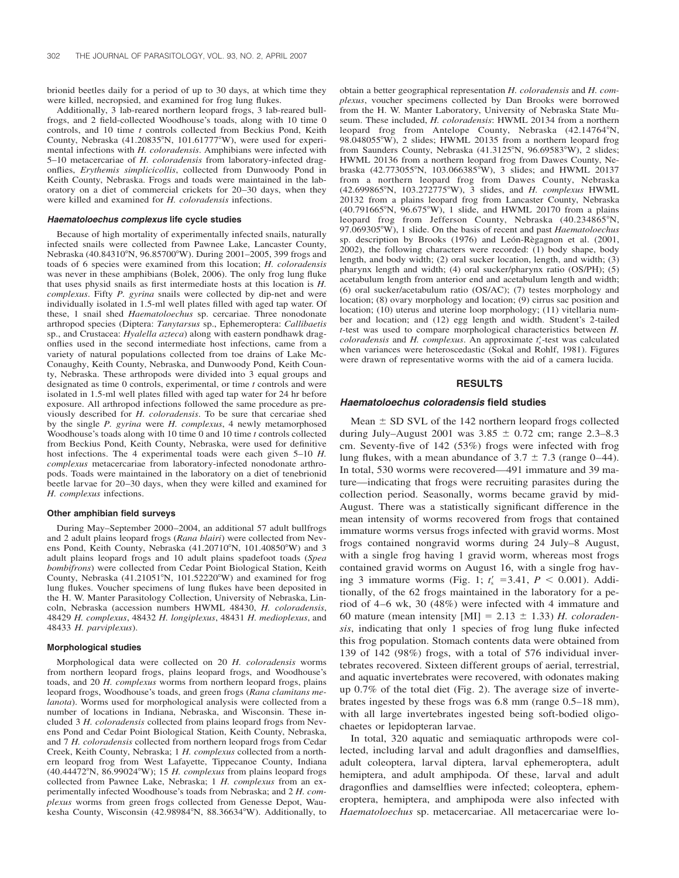brionid beetles daily for a period of up to 30 days, at which time they were killed, necropsied, and examined for frog lung flukes.

Additionally, 3 lab-reared northern leopard frogs, 3 lab-reared bullfrogs, and 2 field-collected Woodhouse's toads, along with 10 time 0 controls, and 10 time *t* controls collected from Beckius Pond, Keith County, Nebraska (41.20835°N, 101.61777°W), were used for experimental infections with *H. coloradensis*. Amphibians were infected with 5–10 metacercariae of *H. coloradensis* from laboratory-infected dragonflies, *Erythemis simplicicollis*, collected from Dunwoody Pond in Keith County, Nebraska. Frogs and toads were maintained in the laboratory on a diet of commercial crickets for 20–30 days, when they were killed and examined for *H. coloradensis* infections.

#### *Haematoloechus complexus* life cycle studies

Because of high mortality of experimentally infected snails, naturally infected snails were collected from Pawnee Lake, Lancaster County, Nebraska (40.84310°N, 96.85700°W). During 2001–2005, 399 frogs and toads of 6 species were examined from this location; *H. coloradensis* was never in these amphibians (Bolek, 2006). The only frog lung fluke that uses physid snails as first intermediate hosts at this location is *H. complexus*. Fifty *P. gyrina* snails were collected by dip-net and were individually isolated in 1.5-ml well plates filled with aged tap water. Of these, 1 snail shed *Haematoloechus* sp. cercariae. Three nonodonate arthropod species (Diptera: *Tanytarsus* sp., Ephemeroptera: *Callibaetis* sp., and Crustacea: *Hyalella azteca*) along with eastern pondhawk dragonflies used in the second intermediate host infections, came from a variety of natural populations collected from toe drains of Lake McConaughy, Keith County, Nebraska, and Dunwoody Pond, Keith County, Nebraska. These arthropods were divided into 3 equal groups and designated as time 0 controls, experimental, or time *t* controls and were isolated in 1.5-ml well plates filled with aged tap water for 24 hr before exposure. All arthropod infections followed the same procedure as previously described for *H. coloradensis*. To be sure that cercariae shed by the single *P. gyrina* were *H. complexus*, 4 newly metamorphosed Woodhouse's toads along with 10 time 0 and 10 time *t* controls collected from Beckius Pond, Keith County, Nebraska, were used for definitive host infections. The 4 experimental toads were each given 5–10 *H. complexus* metacercariae from laboratory-infected nonodonate arthropods. Toads were maintained in the laboratory on a diet of tenebrionid beetle larvae for 20–30 days, when they were killed and examined for *H. complexus* infections.

#### Other amphibian field surveys

During May–September 2000–2004, an additional 57 adult bullfrogs and 2 adult plains leopard frogs (*Rana blairi*) were collected from Nevens Pond, Keith County, Nebraska (41.20710°N, 101.40850°W) and 3 adult plains leopard frogs and 10 adult plains spadefoot toads (*Spea bombifrons*) were collected from Cedar Point Biological Station, Keith County, Nebraska (41.21051°N, 101.52220°W) and examined for frog lung flukes. Voucher specimens of lung flukes have been deposited in the H. W. Manter Parasitology Collection, University of Nebraska, Lincoln, Nebraska (accession numbers HWML 48430, *H. coloradensis*, 48429 *H. complexus*, 48432 *H. longiplexus*, 48431 *H. medioplexus*, and 48433 *H. parviplexus*).

#### Morphological studies

Morphological data were collected on 20 *H. coloradensis* worms from northern leopard frogs, plains leopard frogs, and Woodhouse's toads, and 20 *H. complexus* worms from northern leopard frogs, plains leopard frogs, Woodhouse's toads, and green frogs (*Rana clamitans melanota*). Worms used for morphological analysis were collected from a number of locations in Indiana, Nebraska, and Wisconsin. These included 3 *H. coloradensis* collected from plains leopard frogs from Nevens Pond and Cedar Point Biological Station, Keith County, Nebraska, and 7 *H. coloradensis* collected from northern leopard frogs from Cedar Creek, Keith County, Nebraska; 1 *H. complexus* collected from a northern leopard frog from West Lafayette, Tippecanoe County, Indiana (40.44472°N, 86.99024°W); 15 *H. complexus* from plains leopard frogs collected from Pawnee Lake, Nebraska; 1 *H. complexus* from an experimentally infected Woodhouse's toads from Nebraska; and 2 *H. complexus* worms from green frogs collected from Genesse Depot, Waukesha County, Wisconsin (42.98984°N, 88.36634°W). Additionally, to obtain a better geographical representation *H. coloradensis* and *H. complexus*, voucher specimens collected by Dan Brooks were borrowed from the H. W. Manter Laboratory, University of Nebraska State Museum. These included, *H. coloradensis*: HWML 20134 from a northern leopard frog from Antelope County, Nebraska (42.14764°N, 98.048055°W), 2 slides; HWML 20135 from a northern leopard frog from Saunders County, Nebraska (41.3125°N, 96.69583°W), 2 slides; HWML 20136 from a northern leopard frog from Dawes County, Nebraska (42.773055°N, 103.066385°W), 3 slides; and HWML 20137 from a northern leopard frog from Dawes County, Nebraska (42.699865°N, 103.272775°W), 3 slides, and *H. complexus* HWML 20132 from a plains leopard frog from Lancaster County, Nebraska (40.791665°N, 96.675°W), 1 slide, and HWML 20170 from a plains leopard frog from Jefferson County, Nebraska (40.234865°N, 97.069305°W), 1 slide. On the basis of recent and past *Haematoloechus* sp. description by Brooks (1976) and León-Règagnon et al. (2001, 2002), the following characters were recorded: (1) body shape, body length, and body width; (2) oral sucker location, length, and width; (3) pharynx length and width; (4) oral sucker/pharynx ratio (OS/PH); (5) acetabulum length from anterior end and acetabulum length and width; (6) oral sucker/acetabulum ratio (OS/AC); (7) testes morphology and location; (8) ovary morphology and location; (9) cirrus sac position and location; (10) uterus and uterine loop morphology; (11) vitellaria number and location; and (12) egg length and width. Student's 2-tailed *t*-test was used to compare morphological characteristics between *H. coloradensis* and *H. complexus*. An approximate $t_s'$-test was calculated when variances were heteroscedastic (Sokal and Rohlf, 1981). Figures were drawn of representative worms with the aid of a camera lucida.

## RESULTS

#### *Haematoloechus coloradensis* field studies

Mean ± SD SVL of the 142 northern leopard frogs collected during July–August 2001 was 3.85 ± 0.72 cm; range 2.3–8.3 cm. Seventy-five of 142 (53%) frogs were infected with frog lung flukes, with a mean abundance of 3.7 ± 7.3 (range 0–44). In total, 530 worms were recovered—491 immature and 39 mature—indicating that frogs were recruiting parasites during the collection period. Seasonally, worms became gravid by mid-August. There was a statistically significant difference in the mean intensity of worms recovered from frogs that contained immature worms versus frogs infected with gravid worms. Most frogs contained nongravid worms during 24 July–8 August, with a single frog having 1 gravid worm, whereas most frogs contained gravid worms on August 16, with a single frog having 3 immature worms (Fig. 1; $t_s' = 3.41$, $P < 0.001$). Additionally, of the 62 frogs maintained in the laboratory for a period of 4–6 wk, 30 (48%) were infected with 4 immature and 60 mature (mean intensity [MI] = 2.13 ± 1.33) *H. coloradensis*, indicating that only 1 species of frog lung fluke infected this frog population. Stomach contents data were obtained from 139 of 142 (98%) frogs, with a total of 576 individual invertebrates recovered. Sixteen different groups of aerial, terrestrial, and aquatic invertebrates were recovered, with odonates making up 0.7% of the total diet (Fig. 2). The average size of invertebrates ingested by these frogs was 6.8 mm (range 0.5–18 mm), with all large invertebrates ingested being soft-bodied oligochaetes or lepidopteran larvae.

In total, 320 aquatic and semiaquatic arthropods were collected, including larval and adult dragonflies and damselflies, adult coleoptera, larval diptera, larval ephemeroptera, adult hemiptera, and adult amphipoda. Of these, larval and adult dragonflies and damselflies were infected; coleoptera, ephemeroptera, hemiptera, and amphipoda were also infected with *Haematoloechus* sp. metacercariae. All metacercariae were lo-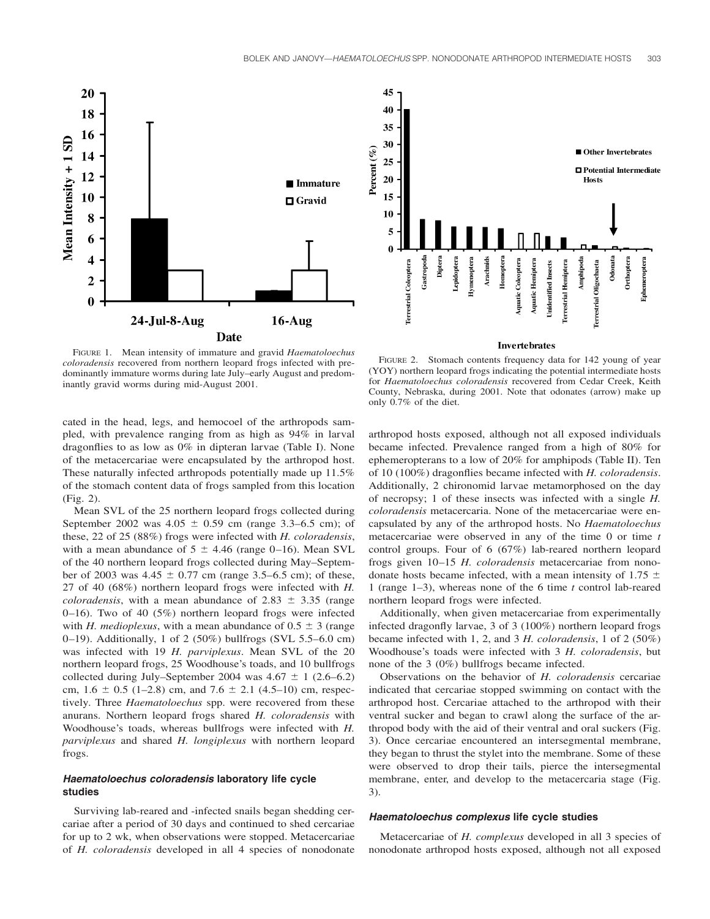FIGURE 1. Mean intensity of immature and gravid *Haematoloechus coloradensis* recovered from northern leopard frogs infected with predominantly immature worms during late July–early August and predominantly gravid worms during mid-August 2001.

FIGURE 2. Stomach contents frequency data for 142 young of year (YOY) northern leopard frogs indicating the potential intermediate hosts for *Haematoloechus coloradensis* recovered from Cedar Creek, Keith County, Nebraska, during 2001. Note that odonates (arrow) make up only 0.7% of the diet.

cated in the head, legs, and hemocoel of the arthropods sampled, with prevalence ranging from as high as 94% in larval dragonflies to as low as 0% in dipteran larvae (Table I). None of the metacercariae were encapsulated by the arthropod host. These naturally infected arthropods potentially made up 11.5% of the stomach content data of frogs sampled from this location (Fig. 2).

Mean SVL of the 25 northern leopard frogs collected during September 2002 was 4.05 ± 0.59 cm (range 3.3–6.5 cm); of these, 22 of 25 (88%) frogs were infected with *H. coloradensis*, with a mean abundance of 5 ± 4.46 (range 0–16). Mean SVL of the 40 northern leopard frogs collected during May–September of 2003 was 4.45 ± 0.77 cm (range 3.5–6.5 cm); of these, 27 of 40 (68%) northern leopard frogs were infected with *H. coloradensis*, with a mean abundance of 2.83 ± 3.35 (range 0–16). Two of 40 (5%) northern leopard frogs were infected with *H. medioplexus*, with a mean abundance of 0.5 ± 3 (range 0–19). Additionally, 1 of 2 (50%) bullfrogs (SVL 5.5–6.0 cm) was infected with 19 *H. parviplexus*. Mean SVL of the 20 northern leopard frogs, 25 Woodhouse's toads, and 10 bullfrogs collected during July–September 2004 was 4.67 ± 1 (2.6–6.2) cm, 1.6 ± 0.5 (1–2.8) cm, and 7.6 ± 2.1 (4.5–10) cm, respectively. Three *Haematoloechus* spp. were recovered from these anurans. Northern leopard frogs shared *H. coloradensis* with Woodhouse's toads, whereas bullfrogs were infected with *H. parviplexus* and shared *H. longiplexus* with northern leopard frogs.

### *Haematoloechus coloradensis* laboratory life cycle studies

Surviving lab-reared and -infected snails began shedding cercariae after a period of 30 days and continued to shed cercariae for up to 2 wk, when observations were stopped. Metacercariae of *H. coloradensis* developed in all 4 species of nonodonate arthropod hosts exposed, although not all exposed individuals became infected. Prevalence ranged from a high of 80% for ephemeropterans to a low of 20% for amphipods (Table II). Ten of 10 (100%) dragonflies became infected with *H. coloradensis*. Additionally, 2 chironomid larvae metamorphosed on the day of necropsy; 1 of these insects was infected with a single *H. coloradensis* metacercaria. None of the metacercariae were encapsulated by any of the arthropod hosts. No *Haematoloechus* metacercariae were observed in any of the time 0 or time *t* control groups. Four of 6 (67%) lab-reared northern leopard frogs given 10–15 *H. coloradensis* metacercariae from nonodonate hosts became infected, with a mean intensity of 1.75 ± 1 (range 1–3), whereas none of the 6 time *t* control lab-reared northern leopard frogs were infected.

Additionally, when given metacercariae from experimentally infected dragonfly larvae, 3 of 3 (100%) northern leopard frogs became infected with 1, 2, and 3 *H. coloradensis*, 1 of 2 (50%) Woodhouse's toads were infected with 3 *H. coloradensis*, but none of the 3 (0%) bullfrogs became infected.

Observations on the behavior of *H. coloradensis* cercariae indicated that cercariae stopped swimming on contact with the arthropod host. Cercariae attached to the arthropod with their ventral sucker and began to crawl along the surface of the arthropod body with the aid of their ventral and oral suckers (Fig. 3). Once cercariae encountered an intersegmental membrane, they began to thrust the stylet into the membrane. Some of these were observed to drop their tails, pierce the intersegmental membrane, enter, and develop to the metacercaria stage (Fig. 3).

### *Haematoloechus complexus* life cycle studies

Metacercariae of *H. complexus* developed in all 3 species of nonodonate arthropod hosts exposed, although not all exposed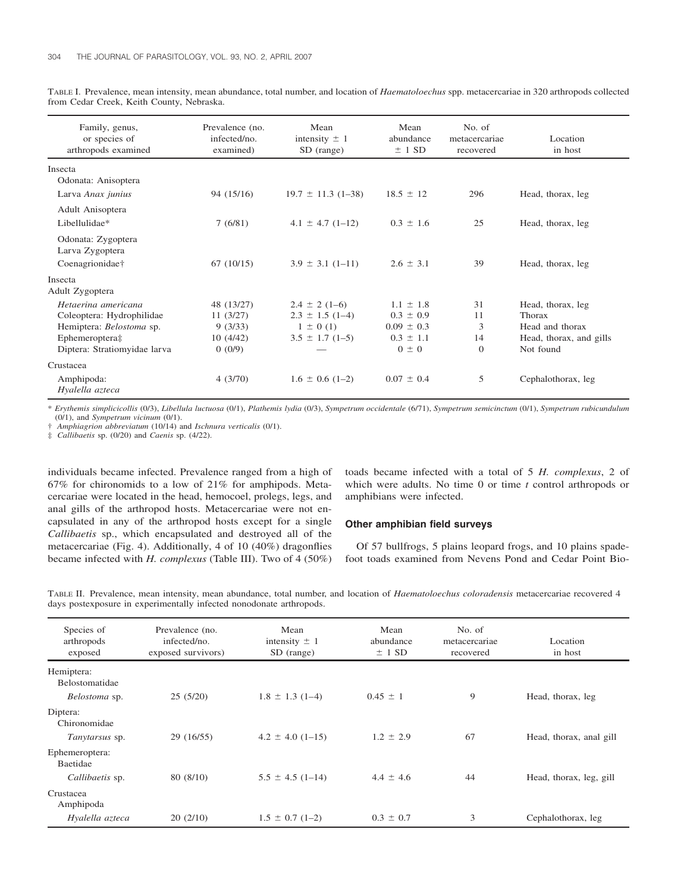TABLE I. Prevalence, mean intensity, mean abundance, total number, and location of *Haematoloechus* spp. metacercariae in 320 arthropods collected from Cedar Creek, Keith County, Nebraska.

| Family, genus, or species of arthropods examined | Prevalence (no. infected/no. examined) | Mean intensity ± 1 SD (range) | Mean abundance ± 1 SD | No. of metacercariae recovered | Location in host |
|---|---|---|---|---|---|
| Insecta | | | | | |
| Odonata: Anisoptera | | | | | |
| Larva *Anax junius* | 94 (15/16) | 19.7 ± 11.3 (1–38) | 18.5 ± 12 | 296 | Head, thorax, leg |
| Adult Anisoptera | | | | | |
| Libellulidae* | 7 (6/81) | 4.1 ± 4.7 (1–12) | 0.3 ± 1.6 | 25 | Head, thorax, leg |
| Odonata: Zygoptera | | | | | |
| Larva Zygoptera | | | | | |
| Coenagrionidae† | 67 (10/15) | 3.9 ± 3.1 (1–11) | 2.6 ± 3.1 | 39 | Head, thorax, leg |
| Insecta | | | | | |
| Adult Zygoptera | | | | | |
| *Hetaerina americana* | 48 (13/27) | 2.4 ± 2 (1–6) | 1.1 ± 1.8 | 31 | Head, thorax, leg |
| Coleoptera: Hydrophilidae | 11 (3/27) | 2.3 ± 1.5 (1–4) | 0.3 ± 0.9 | 11 | Thorax |
| Hemiptera: *Belostoma* sp. | 9 (3/33) | 1 ± 0 (1) | 0.09 ± 0.3 | 3 | Head and thorax |
| Ephemeroptera‡ | 10 (4/42) | 3.5 ± 1.7 (1–5) | 0.3 ± 1.1 | 14 | Head, thorax, and gills |
| Diptera: Stratiomyidae larva | 0 (0/9) | — | 0 ± 0 | 0 | Not found |
| Crustacea | | | | | |
| Amphipoda: *Hyalella azteca* | 4 (3/70) | 1.6 ± 0.6 (1–2) | 0.07 ± 0.4 | 5 | Cephalothorax, leg |

\* *Erythemis simplicicollis* (0/3), *Libellula luctuosa* (0/1), *Plathemis lydia* (0/3), *Sympetrum occidentale* (6/71), *Sympetrum semicinctum* (0/1), *Sympetrum rubicundulum* (0/1), and *Sympetrum vicinum* (0/1).

† *Amphiagrion abbreviatum* (10/14) and *Ischnura verticalis* (0/1).

‡ *Callibaetis* sp. (0/20) and *Caenis* sp. (4/22).

individuals became infected. Prevalence ranged from a high of 67% for chironomids to a low of 21% for amphipods. Metacercariae were located in the head, hemocoel, prolegs, legs, and anal gills of the arthropod hosts. Metacercariae were not encapsulated in any of the arthropod hosts except for a single *Callibaetis* sp., which encapsulated and destroyed all of the metacercariae (Fig. 4). Additionally, 4 of 10 (40%) dragonflies became infected with *H. complexus* (Table III). Two of 4 (50%) toads became infected with a total of 5 *H. complexus*, 2 of which were adults. No time 0 or time *t* control arthropods or amphibians were infected.

### Other amphibian field surveys

Of 57 bullfrogs, 5 plains leopard frogs, and 10 plains spadefoot toads examined from Nevens Pond and Cedar Point Bio-

TABLE II. Prevalence, mean intensity, mean abundance, total number, and location of *Haematoloechus coloradensis* metacercariae recovered 4 days postexposure in experimentally infected nonodonate arthropods.

| Species of arthropods exposed | Prevalence (no. infected/no. exposed survivors) | Mean intensity ± 1 SD (range) | Mean abundance ± 1 SD | No. of metacercariae recovered | Location in host |
|---|---|---|---|---|---|
| Hemiptera: Belostomatidae | | | | | |
| *Belostoma* sp. | 25 (5/20) | 1.8 ± 1.3 (1–4) | 0.45 ± 1 | 9 | Head, thorax, leg |
| Diptera: Chironomidae | | | | | |
| *Tanytarsus* sp. | 29 (16/55) | 4.2 ± 4.0 (1–15) | 1.2 ± 2.9 | 67 | Head, thorax, anal gill |
| Ephemeroptera: Baetidae | | | | | |
| *Callibaetis* sp. | 80 (8/10) | 5.5 ± 4.5 (1–14) | 4.4 ± 4.6 | 44 | Head, thorax, leg, gill |
| Crustacea Amphipoda | | | | | |
| *Hyalella azteca* | 20 (2/10) | 1.5 ± 0.7 (1–2) | 0.3 ± 0.7 | 3 | Cephalothorax, leg |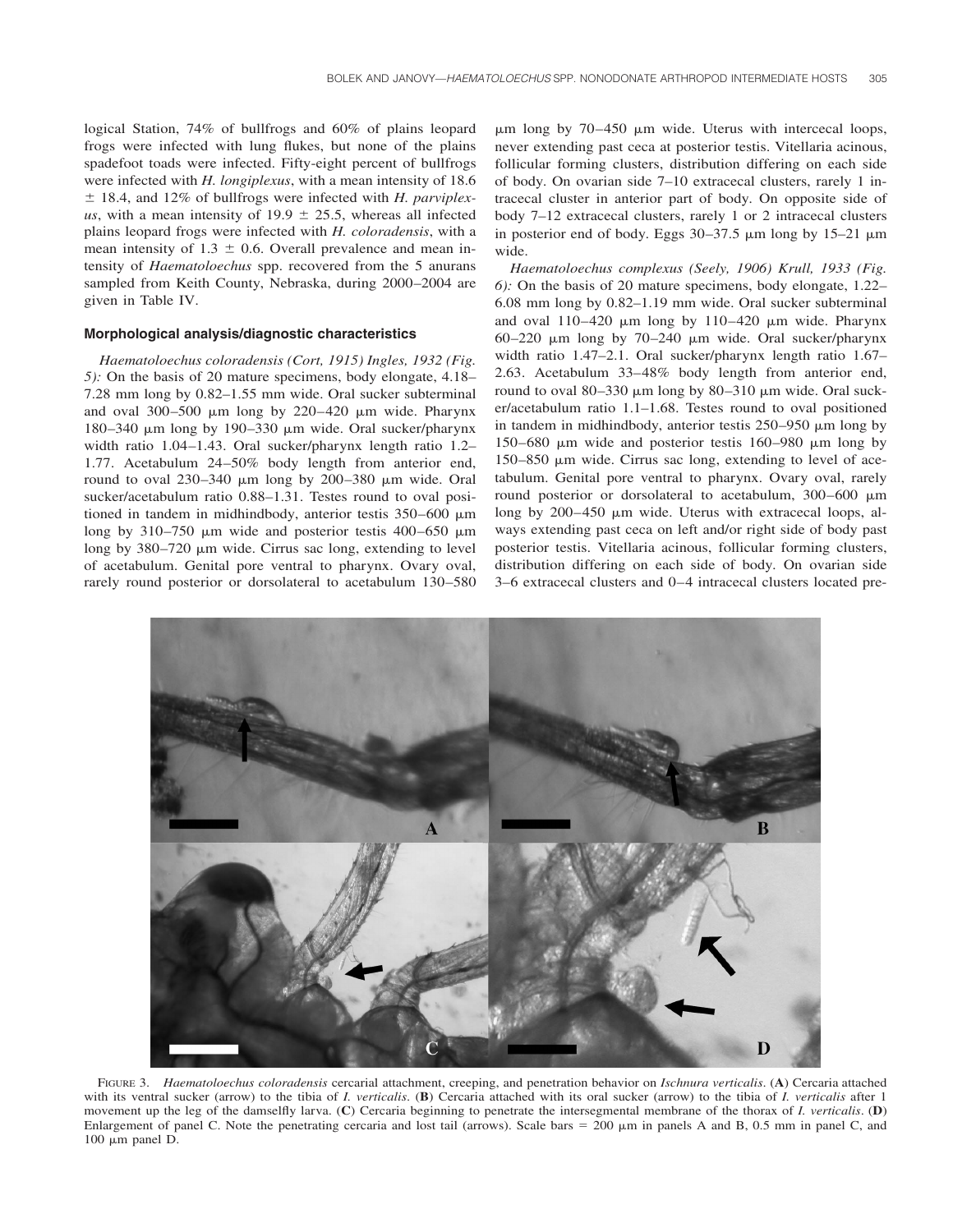logical Station, 74% of bullfrogs and 60% of plains leopard frogs were infected with lung flukes, but none of the plains spadefoot toads were infected. Fifty-eight percent of bullfrogs were infected with *H. longiplexus*, with a mean intensity of 18.6 ± 18.4, and 12% of bullfrogs were infected with *H. parviplexus*, with a mean intensity of 19.9 ± 25.5, whereas all infected plains leopard frogs were infected with *H. coloradensis*, with a mean intensity of 1.3 ± 0.6. Overall prevalence and mean intensity of *Haematoloechus* spp. recovered from the 5 anurans sampled from Keith County, Nebraska, during 2000–2004 are given in Table IV.

### Morphological analysis/diagnostic characteristics

*Haematoloechus coloradensis (Cort, 1915) Ingles, 1932 (Fig. 5):* On the basis of 20 mature specimens, body elongate, 4.18–7.28 mm long by 0.82–1.55 mm wide. Oral sucker subterminal and oval 300–500 μm long by 220–420 μm wide. Pharynx 180–340 μm long by 190–330 μm wide. Oral sucker/pharynx width ratio 1.04–1.43. Oral sucker/pharynx length ratio 1.2–1.77. Acetabulum 24–50% body length from anterior end, round to oval 230–340 μm long by 200–380 μm wide. Oral sucker/acetabulum ratio 0.88–1.31. Testes round to oval positioned in tandem in midhindbody, anterior testis 350–600 μm long by 310–750 μm wide and posterior testis 400–650 μm long by 380–720 μm wide. Cirrus sac long, extending to level of acetabulum. Genital pore ventral to pharynx. Ovary oval, rarely round posterior or dorsolateral to acetabulum 130–580 μm long by 70–450 μm wide. Uterus with intercecal loops, never extending past ceca at posterior testis. Vitellaria acinous, follicular forming clusters, distribution differing on each side of body. On ovarian side 7–10 extracecal clusters, rarely 1 intracecal cluster in anterior part of body. On opposite side of body 7–12 extracecal clusters, rarely 1 or 2 intracecal clusters in posterior end of body. Eggs 30–37.5 μm long by 15–21 μm wide.

*Haematoloechus complexus (Seely, 1906) Krull, 1933 (Fig. 6):* On the basis of 20 mature specimens, body elongate, 1.22–6.08 mm long by 0.82–1.19 mm wide. Oral sucker subterminal and oval 110–420 μm long by 110–420 μm wide. Pharynx 60–220 μm long by 70–240 μm wide. Oral sucker/pharynx width ratio 1.47–2.1. Oral sucker/pharynx length ratio 1.67–2.63. Acetabulum 33–48% body length from anterior end, round to oval 80–330 μm long by 80–310 μm wide. Oral sucker/acetabulum ratio 1.1–1.68. Testes round to oval positioned in tandem in midhindbody, anterior testis 250–950 μm long by 150–680 μm wide and posterior testis 160–980 μm long by 150–850 μm wide. Cirrus sac long, extending to level of acetabulum. Genital pore ventral to pharynx. Ovary oval, rarely round posterior or dorsolateral to acetabulum, 300–600 μm long by 200–450 μm wide. Uterus with extracecal loops, always extending past ceca on left and/or right side of body past posterior testis. Vitellaria acinous, follicular forming clusters, distribution differing on each side of body. On ovarian side 3–6 extracecal clusters and 0–4 intracecal clusters located pre-

FIGURE 3. *Haematoloechus coloradensis* cercarial attachment, creeping, and penetration behavior on *Ischnura verticalis*. (**A**) Cercaria attached with its ventral sucker (arrow) to the tibia of *I. verticalis*. (**B**) Cercaria attached with its oral sucker (arrow) to the tibia of *I. verticalis* after 1 movement up the leg of the damselfly larva. (**C**) Cercaria beginning to penetrate the intersegmental membrane of the thorax of *I. verticalis*. (**D**) Enlargement of panel C. Note the penetrating cercaria and lost tail (arrows). Scale bars = 200 μm in panels A and B, 0.5 mm in panel C, and 100 μm panel D.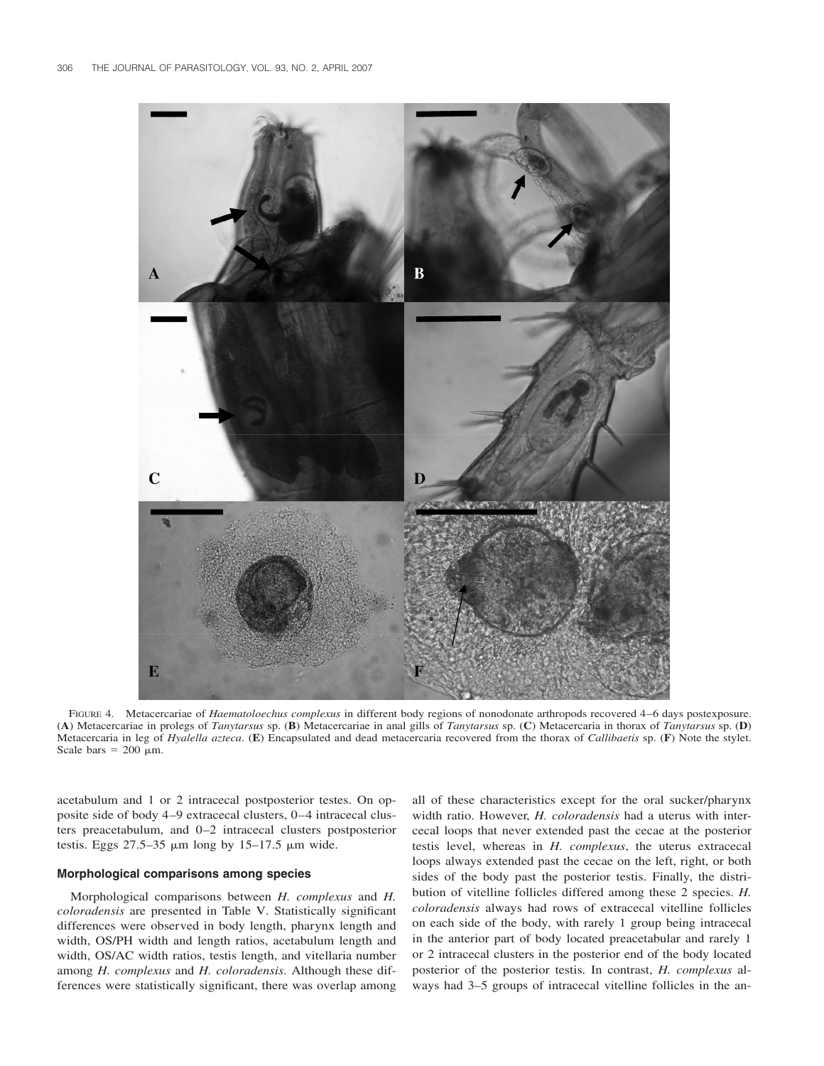FIGURE 4. Metacercariae of *Haematoloechus complexus* in different body regions of nonodonate arthropods recovered 4–6 days postexposure. (**A**) Metacercariae in prolegs of *Tanytarsus* sp. (**B**) Metacercariae in anal gills of *Tanytarsus* sp. (**C**) Metacercaria in thorax of *Tanytarsus* sp. (**D**) Metacercaria in leg of *Hyalella azteca*. (**E**) Encapsulated and dead metacercaria recovered from the thorax of *Callibaetis* sp. (**F**) Note the stylet. Scale bars = 200 μm.

acetabulum and 1 or 2 intracecal postposterior testes. On opposite side of body 4–9 extracecal clusters, 0–4 intracecal clusters preacetabulum, and 0–2 intracecal clusters postposterior testis. Eggs 27.5–35 μm long by 15–17.5 μm wide.

### Morphological comparisons among species

Morphological comparisons between *H. complexus* and *H. coloradensis* are presented in Table V. Statistically significant differences were observed in body length, pharynx length and width, OS/PH width and length ratios, acetabulum length and width, OS/AC width ratios, testis length, and vitellaria number among *H. complexus* and *H. coloradensis*. Although these differences were statistically significant, there was overlap among all of these characteristics except for the oral sucker/pharynx width ratio. However, *H. coloradensis* had a uterus with intercecal loops that never extended past the cecae at the posterior testis level, whereas in *H. complexus*, the uterus extracecal loops always extended past the cecae on the left, right, or both sides of the body past the posterior testis. Finally, the distribution of vitelline follicles differed among these 2 species. *H. coloradensis* always had rows of extracecal vitelline follicles on each side of the body, with rarely 1 group being intracecal in the anterior part of body located preacetabular and rarely 1 or 2 intracecal clusters in the posterior end of the body located posterior of the posterior testis. In contrast, *H. complexus* always had 3–5 groups of intracecal vitelline follicles in the an-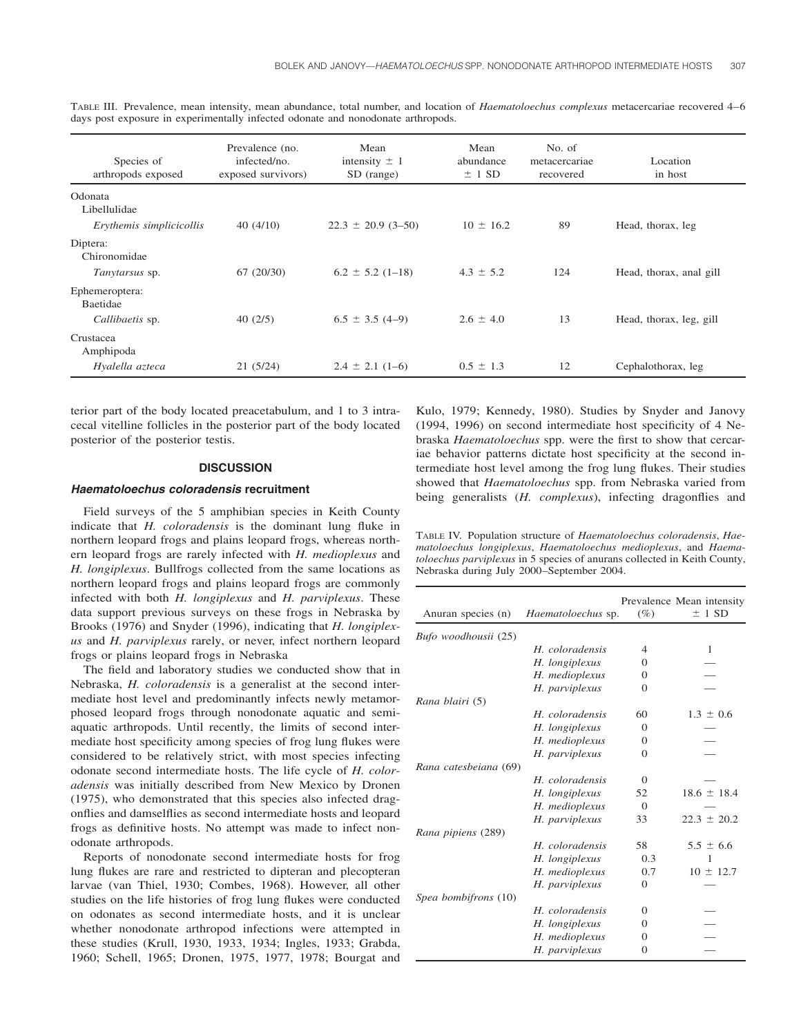TABLE III. Prevalence, mean intensity, mean abundance, total number, and location of *Haematoloechus complexus* metacercariae recovered 4–6 days post exposure in experimentally infected odonate and nonodonate arthropods.

| Species of arthropods exposed | Prevalence (no. infected/no. exposed survivors) | Mean intensity ± 1 SD (range) | Mean abundance ± 1 SD | No. of metacercariae recovered | Location in host |
|---|---|---|---|---|---|
| Odonata | | | | | |
| Libellulidae | | | | | |
| *Erythemis simplicicollis* | 40 (4/10) | 22.3 ± 20.9 (3–50) | 10 ± 16.2 | 89 | Head, thorax, leg |
| Diptera: | | | | | |
| Chironomidae | | | | | |
| *Tanytarsus* sp. | 67 (20/30) | 6.2 ± 5.2 (1–18) | 4.3 ± 5.2 | 124 | Head, thorax, anal gill |
| Ephemeroptera: | | | | | |
| Baetidae | | | | | |
| *Callibaetis* sp. | 40 (2/5) | 6.5 ± 3.5 (4–9) | 2.6 ± 4.0 | 13 | Head, thorax, leg, gill |
| Crustacea | | | | | |
| Amphipoda | | | | | |
| *Hyalella azteca* | 21 (5/24) | 2.4 ± 2.1 (1–6) | 0.5 ± 1.3 | 12 | Cephalothorax, leg |

terior part of the body located preacetabulum, and 1 to 3 intracecal vitelline follicles in the posterior part of the body located posterior of the posterior testis.

## DISCUSSION

### *Haematoloechus coloradensis* recruitment

Field surveys of the 5 amphibian species in Keith County indicate that *H. coloradensis* is the dominant lung fluke in northern leopard frogs and plains leopard frogs, whereas northern leopard frogs are rarely infected with *H. medioplexus* and *H. longiplexus*. Bullfrogs collected from the same locations as northern leopard frogs and plains leopard frogs are commonly infected with both *H. longiplexus* and *H. parviplexus*. These data support previous surveys on these frogs in Nebraska by Brooks (1976) and Snyder (1996), indicating that *H. longiplexus* and *H. parviplexus* rarely, or never, infect northern leopard frogs or plains leopard frogs in Nebraska

The field and laboratory studies we conducted show that in Nebraska, *H. coloradensis* is a generalist at the second intermediate host level and predominantly infects newly metamorphosed leopard frogs through nonodonate aquatic and semiaquatic arthropods. Until recently, the limits of second intermediate host specificity among species of frog lung flukes were considered to be relatively strict, with most species infecting odonate second intermediate hosts. The life cycle of *H. coloradensis* was initially described from New Mexico by Dronen (1975), who demonstrated that this species also infected dragonflies and damselflies as second intermediate hosts and leopard frogs as definitive hosts. No attempt was made to infect nonodonate arthropods.

Reports of nonodonate second intermediate hosts for frog lung flukes are rare and restricted to dipteran and plecopteran larvae (van Thiel, 1930; Combes, 1968). However, all other studies on the life histories of frog lung flukes were conducted on odonates as second intermediate hosts, and it is unclear whether nonodonate arthropod infections were attempted in these studies (Krull, 1930, 1933, 1934; Ingles, 1933; Grabda, 1960; Schell, 1965; Dronen, 1975, 1977, 1978; Bourgat and Kulo, 1979; Kennedy, 1980). Studies by Snyder and Janovy (1994, 1996) on second intermediate host specificity of 4 Nebraska *Haematoloechus* spp. were the first to show that cercariae behavior patterns dictate host specificity at the second intermediate host level among the frog lung flukes. Their studies showed that *Haematoloechus* spp. from Nebraska varied from being generalists (*H. complexus*), infecting dragonflies and

TABLE IV. Population structure of *Haematoloechus coloradensis*, *Haematoloechus longiplexus*, *Haematoloechus medioplexus*, and *Haematoloechus parviplexus* in 5 species of anurans collected in Keith County, Nebraska during July 2000–September 2004.

| Anuran species (n) | *Haematoloechus* sp. | Prevalence (%) | Mean intensity ± 1 SD |
|---|---|---|---|
| *Bufo woodhousii* (25) | | | |
| | *H. coloradensis* | 4 | 1 |
| | *H. longiplexus* | 0 | — |
| | *H. medioplexus* | 0 | — |
| | *H. parviplexus* | 0 | — |
| *Rana blairi* (5) | | | |
| | *H. coloradensis* | 60 | 1.3 ± 0.6 |
| | *H. longiplexus* | 0 | — |
| | *H. medioplexus* | 0 | — |
| | *H. parviplexus* | 0 | — |
| *Rana catesbeiana* (69) | | | |
| | *H. coloradensis* | 0 | — |
| | *H. longiplexus* | 52 | 18.6 ± 18.4 |
| | *H. medioplexus* | 0 | — |
| | *H. parviplexus* | 33 | 22.3 ± 20.2 |
| *Rana pipiens* (289) | | | |
| | *H. coloradensis* | 58 | 5.5 ± 6.6 |
| | *H. longiplexus* | 0.3 | 1 |
| | *H. medioplexus* | 0.7 | 10 ± 12.7 |
| | *H. parviplexus* | 0 | — |
| *Spea bombifrons* (10) | | | |
| | *H. coloradensis* | 0 | — |
| | *H. longiplexus* | 0 | — |
| | *H. medioplexus* | 0 | — |
| | *H. parviplexus* | 0 | — |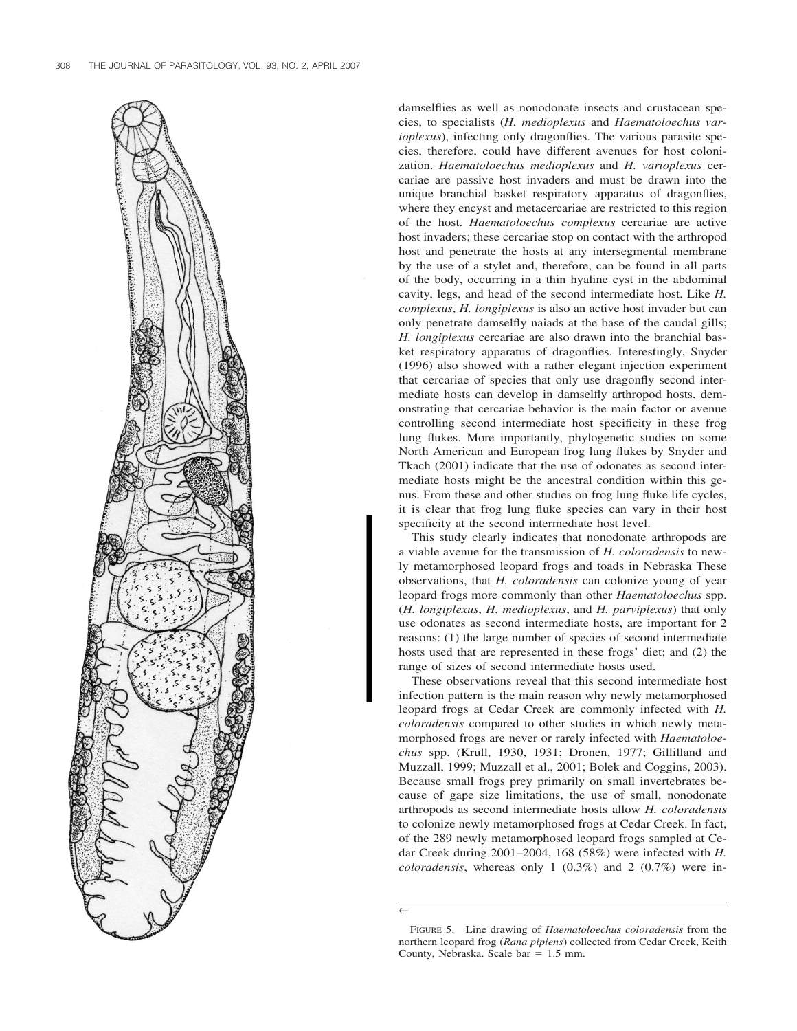damselflies as well as nonodonate insects and crustacean species, to specialists (*H. medioplexus* and *Haematoloechus varioplexus*), infecting only dragonflies. The various parasite species, therefore, could have different avenues for host colonization. *Haematoloechus medioplexus* and *H. varioplexus* cercariae are passive host invaders and must be drawn into the unique branchial basket respiratory apparatus of dragonflies, where they encyst and metacercariae are restricted to this region of the host. *Haematoloechus complexus* cercariae are active host invaders; these cercariae stop on contact with the arthropod host and penetrate the hosts at any intersegmental membrane by the use of a stylet and, therefore, can be found in all parts of the body, occurring in a thin hyaline cyst in the abdominal cavity, legs, and head of the second intermediate host. Like *H. complexus*, *H. longiplexus* is also an active host invader but can only penetrate damselfly naiads at the base of the caudal gills; *H. longiplexus* cercariae are also drawn into the branchial basket respiratory apparatus of dragonflies. Interestingly, Snyder (1996) also showed with a rather elegant injection experiment that cercariae of species that only use dragonfly second intermediate hosts can develop in damselfly arthropod hosts, demonstrating that cercariae behavior is the main factor or avenue controlling second intermediate host specificity in these frog lung flukes. More importantly, phylogenetic studies on some North American and European frog lung flukes by Snyder and Tkach (2001) indicate that the use of odonates as second intermediate hosts might be the ancestral condition within this genus. From these and other studies on frog lung fluke life cycles, it is clear that frog lung fluke species can vary in their host specificity at the second intermediate host level.

This study clearly indicates that nonodonate arthropods are a viable avenue for the transmission of *H. coloradensis* to newly metamorphosed leopard frogs and toads in Nebraska These observations, that *H. coloradensis* can colonize young of year leopard frogs more commonly than other *Haematoloechus* spp. (*H. longiplexus*, *H. medioplexus*, and *H. parviplexus*) that only use odonates as second intermediate hosts, are important for 2 reasons: (1) the large number of species of second intermediate hosts used that are represented in these frogs' diet; and (2) the range of sizes of second intermediate hosts used.

These observations reveal that this second intermediate host infection pattern is the main reason why newly metamorphosed leopard frogs at Cedar Creek are commonly infected with *H. coloradensis* compared to other studies in which newly metamorphosed frogs are never or rarely infected with *Haematoloechus* spp. (Krull, 1930, 1931; Dronen, 1977; Gillilland and Muzzall, 1999; Muzzall et al., 2001; Bolek and Coggins, 2003). Because small frogs prey primarily on small invertebrates because of gape size limitations, the use of small, nonodonate arthropods as second intermediate hosts allow *H. coloradensis* to colonize newly metamorphosed frogs at Cedar Creek. In fact, of the 289 newly metamorphosed leopard frogs sampled at Cedar Creek during 2001–2004, 168 (58%) were infected with *H. coloradensis*, whereas only 1 (0.3%) and 2 (0.7%) were in-

←

FIGURE 5. Line drawing of *Haematoloechus coloradensis* from the northern leopard frog (*Rana pipiens*) collected from Cedar Creek, Keith County, Nebraska. Scale bar = 1.5 mm.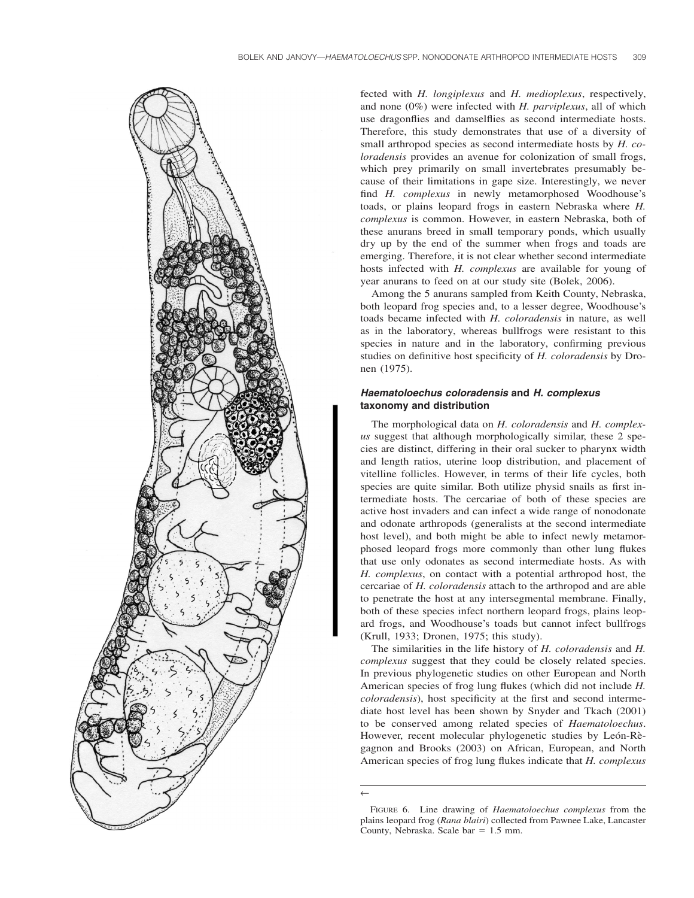fected with *H. longiplexus* and *H. medioplexus*, respectively, and none (0%) were infected with *H. parviplexus*, all of which use dragonflies and damselflies as second intermediate hosts. Therefore, this study demonstrates that use of a diversity of small arthropod species as second intermediate hosts by *H. coloradensis* provides an avenue for colonization of small frogs, which prey primarily on small invertebrates presumably because of their limitations in gape size. Interestingly, we never find *H. complexus* in newly metamorphosed Woodhouse's toads, or plains leopard frogs in eastern Nebraska where *H. complexus* is common. However, in eastern Nebraska, both of these anurans breed in small temporary ponds, which usually dry up by the end of the summer when frogs and toads are emerging. Therefore, it is not clear whether second intermediate hosts infected with *H. complexus* are available for young of year anurans to feed on at our study site (Bolek, 2006).

Among the 5 anurans sampled from Keith County, Nebraska, both leopard frog species and, to a lesser degree, Woodhouse's toads became infected with *H. coloradensis* in nature, as well as in the laboratory, whereas bullfrogs were resistant to this species in nature and in the laboratory, confirming previous studies on definitive host specificity of *H. coloradensis* by Dronen (1975).

### *Haematoloechus coloradensis* and *H. complexus* taxonomy and distribution

The morphological data on *H. coloradensis* and *H. complexus* suggest that although morphologically similar, these 2 species are distinct, differing in their oral sucker to pharynx width and length ratios, uterine loop distribution, and placement of vitelline follicles. However, in terms of their life cycles, both species are quite similar. Both utilize physid snails as first intermediate hosts. The cercariae of both of these species are active host invaders and can infect a wide range of nonodonate and odonate arthropods (generalists at the second intermediate host level), and both might be able to infect newly metamorphosed leopard frogs more commonly than other lung flukes that use only odonates as second intermediate hosts. As with *H. complexus*, on contact with a potential arthropod host, the cercariae of *H. coloradensis* attach to the arthropod and are able to penetrate the host at any intersegmental membrane. Finally, both of these species infect northern leopard frogs, plains leopard frogs, and Woodhouse's toads but cannot infect bullfrogs (Krull, 1933; Dronen, 1975; this study).

The similarities in the life history of *H. coloradensis* and *H. complexus* suggest that they could be closely related species. In previous phylogenetic studies on other European and North American species of frog lung flukes (which did not include *H. coloradensis*), host specificity at the first and second intermediate host level has been shown by Snyder and Tkach (2001) to be conserved among related species of *Haematoloechus*. However, recent molecular phylogenetic studies by León-Règagnon and Brooks (2003) on African, European, and North American species of frog lung flukes indicate that *H. complexus*

←

FIGURE 6. Line drawing of *Haematoloechus complexus* from the plains leopard frog (*Rana blairi*) collected from Pawnee Lake, Lancaster County, Nebraska. Scale bar = 1.5 mm.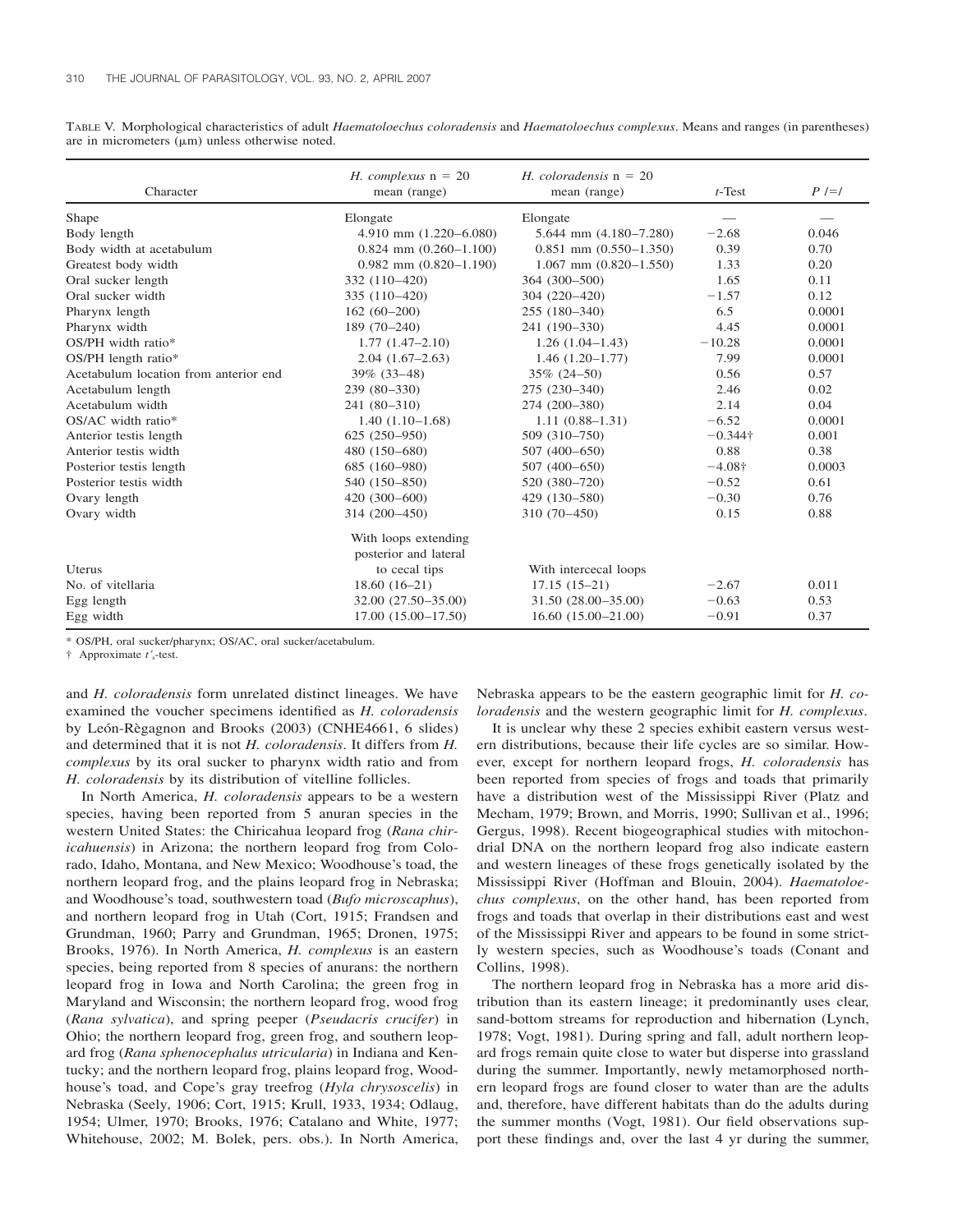TABLE V. Morphological characteristics of adult *Haematoloechus coloradensis* and *Haematoloechus complexus*. Means and ranges (in parentheses) are in micrometers (μm) unless otherwise noted.

| Character | *H. complexus* n = 20 mean (range) | *H. coloradensis* n = 20 mean (range) | *t*-Test | *P* /=/ |
|---|---|---|---|---|
| Shape | Elongate | Elongate | — | — |
| Body length | 4.910 mm (1.220–6.080) | 5.644 mm (4.180–7.280) | −2.68 | 0.046 |
| Body width at acetabulum | 0.824 mm (0.260–1.100) | 0.851 mm (0.550–1.350) | 0.39 | 0.70 |
| Greatest body width | 0.982 mm (0.820–1.190) | 1.067 mm (0.820–1.550) | 1.33 | 0.20 |
| Oral sucker length | 332 (110–420) | 364 (300–500) | 1.65 | 0.11 |
| Oral sucker width | 335 (110–420) | 304 (220–420) | −1.57 | 0.12 |
| Pharynx length | 162 (60–200) | 255 (180–340) | 6.5 | 0.0001 |
| Pharynx width | 189 (70–240) | 241 (190–330) | 4.45 | 0.0001 |
| OS/PH width ratio* | 1.77 (1.47–2.10) | 1.26 (1.04–1.43) | −10.28 | 0.0001 |
| OS/PH length ratio* | 2.04 (1.67–2.63) | 1.46 (1.20–1.77) | 7.99 | 0.0001 |
| Acetabulum location from anterior end | 39% (33–48) | 35% (24–50) | 0.56 | 0.57 |
| Acetabulum length | 239 (80–330) | 275 (230–340) | 2.46 | 0.02 |
| Acetabulum width | 241 (80–310) | 274 (200–380) | 2.14 | 0.04 |
| OS/AC width ratio* | 1.40 (1.10–1.68) | 1.11 (0.88–1.31) | −6.52 | 0.0001 |
| Anterior testis length | 625 (250–950) | 509 (310–750) | −0.344† | 0.001 |
| Anterior testis width | 480 (150–680) | 507 (400–650) | 0.88 | 0.38 |
| Posterior testis length | 685 (160–980) | 507 (400–650) | −4.08† | 0.0003 |
| Posterior testis width | 540 (150–850) | 520 (380–720) | −0.52 | 0.61 |
| Ovary length | 420 (300–600) | 429 (130–580) | −0.30 | 0.76 |
| Ovary width | 314 (200–450) | 310 (70–450) | 0.15 | 0.88 |
| Uterus | With loops extending posterior and lateral to cecal tips | With intercecal loops | | |
| No. of vitellaria | 18.60 (16–21) | 17.15 (15–21) | −2.67 | 0.011 |
| Egg length | 32.00 (27.50–35.00) | 31.50 (28.00–35.00) | −0.63 | 0.53 |
| Egg width | 17.00 (15.00–17.50) | 16.60 (15.00–21.00) | −0.91 | 0.37 |

\* OS/PH, oral sucker/pharynx; OS/AC, oral sucker/acetabulum.

† Approximate $t'_s$-test.

and *H. coloradensis* form unrelated distinct lineages. We have examined the voucher specimens identified as *H. coloradensis* by León-Règagnon and Brooks (2003) (CNHE4661, 6 slides) and determined that it is not *H. coloradensis*. It differs from *H. complexus* by its oral sucker to pharynx width ratio and from *H. coloradensis* by its distribution of vitelline follicles.

In North America, *H. coloradensis* appears to be a western species, having been reported from 5 anuran species in the western United States: the Chiricahua leopard frog (*Rana chiricahuensis*) in Arizona; the northern leopard frog from Colorado, Idaho, Montana, and New Mexico; Woodhouse's toad, the northern leopard frog, and the plains leopard frog in Nebraska; and Woodhouse's toad, southwestern toad (*Bufo microscaphus*), and northern leopard frog in Utah (Cort, 1915; Frandsen and Grundman, 1960; Parry and Grundman, 1965; Dronen, 1975; Brooks, 1976). In North America, *H. complexus* is an eastern species, being reported from 8 species of anurans: the northern leopard frog in Iowa and North Carolina; the green frog in Maryland and Wisconsin; the northern leopard frog, wood frog (*Rana sylvatica*), and spring peeper (*Pseudacris crucifer*) in Ohio; the northern leopard frog, green frog, and southern leopard frog (*Rana sphenocephalus utricularia*) in Indiana and Kentucky; and the northern leopard frog, plains leopard frog, Woodhouse's toad, and Cope's gray treefrog (*Hyla chrysoscelis*) in Nebraska (Seely, 1906; Cort, 1915; Krull, 1933, 1934; Odlaug, 1954; Ulmer, 1970; Brooks, 1976; Catalano and White, 1977; Whitehouse, 2002; M. Bolek, pers. obs.). In North America, Nebraska appears to be the eastern geographic limit for *H. coloradensis* and the western geographic limit for *H. complexus*.

It is unclear why these 2 species exhibit eastern versus western distributions, because their life cycles are so similar. However, except for northern leopard frogs, *H. coloradensis* has been reported from species of frogs and toads that primarily have a distribution west of the Mississippi River (Platz and Mecham, 1979; Brown, and Morris, 1990; Sullivan et al., 1996; Gergus, 1998). Recent biogeographical studies with mitochondrial DNA on the northern leopard frog also indicate eastern and western lineages of these frogs genetically isolated by the Mississippi River (Hoffman and Blouin, 2004). *Haematoloechus complexus*, on the other hand, has been reported from frogs and toads that overlap in their distributions east and west of the Mississippi River and appears to be found in some strictly western species, such as Woodhouse's toads (Conant and Collins, 1998).

The northern leopard frog in Nebraska has a more arid distribution than its eastern lineage; it predominantly uses clear, sand-bottom streams for reproduction and hibernation (Lynch, 1978; Vogt, 1981). During spring and fall, adult northern leopard frogs remain quite close to water but disperse into grassland during the summer. Importantly, newly metamorphosed northern leopard frogs are found closer to water than are the adults and, therefore, have different habitats than do the adults during the summer months (Vogt, 1981). Our field observations support these findings and, over the last 4 yr during the summer,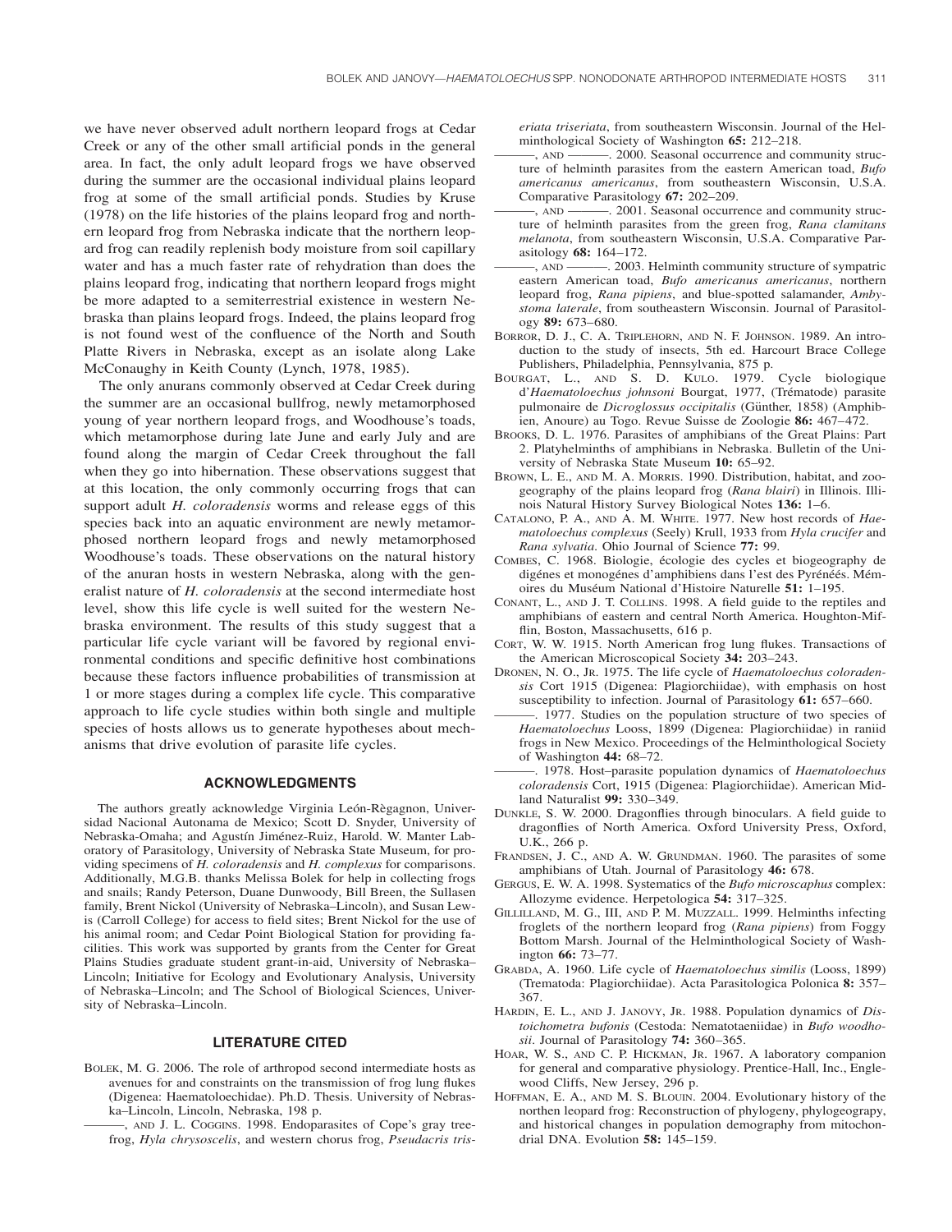we have never observed adult northern leopard frogs at Cedar Creek or any of the other small artificial ponds in the general area. In fact, the only adult leopard frogs we have observed during the summer are the occasional individual plains leopard frog at some of the small artificial ponds. Studies by Kruse (1978) on the life histories of the plains leopard frog and northern leopard frog from Nebraska indicate that the northern leopard frog can readily replenish body moisture from soil capillary water and has a much faster rate of rehydration than does the plains leopard frog, indicating that northern leopard frogs might be more adapted to a semiterrestrial existence in western Nebraska than plains leopard frogs. Indeed, the plains leopard frog is not found west of the confluence of the North and South Platte Rivers in Nebraska, except as an isolate along Lake McConaughy in Keith County (Lynch, 1978, 1985).

The only anurans commonly observed at Cedar Creek during the summer are an occasional bullfrog, newly metamorphosed young of year northern leopard frogs, and Woodhouse's toads, which metamorphose during late June and early July and are found along the margin of Cedar Creek throughout the fall when they go into hibernation. These observations suggest that at this location, the only commonly occurring frogs that can support adult *H. coloradensis* worms and release eggs of this species back into an aquatic environment are newly metamorphosed northern leopard frogs and newly metamorphosed Woodhouse's toads. These observations on the natural history of the anuran hosts in western Nebraska, along with the generalist nature of *H. coloradensis* at the second intermediate host level, show this life cycle is well suited for the western Nebraska environment. The results of this study suggest that a particular life cycle variant will be favored by regional environmental conditions and specific definitive host combinations because these factors influence probabilities of transmission at 1 or more stages during a complex life cycle. This comparative approach to life cycle studies within both single and multiple species of hosts allows us to generate hypotheses about mechanisms that drive evolution of parasite life cycles.

## ACKNOWLEDGMENTS

The authors greatly acknowledge Virginia León-Règagnon, Universidad Nacional Autonama de Mexico; Scott D. Snyder, University of Nebraska-Omaha; and Agustín Jiménez-Ruiz, Harold. W. Manter Laboratory of Parasitology, University of Nebraska State Museum, for providing specimens of *H. coloradensis* and *H. complexus* for comparisons. Additionally, M.G.B. thanks Melissa Bolek for help in collecting frogs and snails; Randy Peterson, Duane Dunwoody, Bill Breen, the Sullasen family, Brent Nickol (University of Nebraska–Lincoln), and Susan Lewis (Carroll College) for access to field sites; Brent Nickol for the use of his animal room; and Cedar Point Biological Station for providing facilities. This work was supported by grants from the Center for Great Plains Studies graduate student grant-in-aid, University of Nebraska–Lincoln; Initiative for Ecology and Evolutionary Analysis, University of Nebraska–Lincoln; and The School of Biological Sciences, University of Nebraska–Lincoln.

## LITERATURE CITED

BOLEK, M. G. 2006. The role of arthropod second intermediate hosts as avenues for and constraints on the transmission of frog lung flukes (Digenea: Haematoloechidae). Ph.D. Thesis. University of Nebraska–Lincoln, Lincoln, Nebraska, 198 p.

———, AND J. L. COGGINS. 1998. Endoparasites of Cope's gray treefrog, *Hyla chrysoscelis*, and western chorus frog, *Pseudacris triseriata triseriata*, from southeastern Wisconsin. Journal of the Helminthological Society of Washington **65:** 212–218.

———, AND ———. 2000. Seasonal occurrence and community structure of helminth parasites from the eastern American toad, *Bufo americanus americanus*, from southeastern Wisconsin, U.S.A. Comparative Parasitology **67:** 202–209.

———, AND ———. 2001. Seasonal occurrence and community structure of helminth parasites from the green frog, *Rana clamitans melanota*, from southeastern Wisconsin, U.S.A. Comparative Parasitology **68:** 164–172.

———, AND ———. 2003. Helminth community structure of sympatric eastern American toad, *Bufo americanus americanus*, northern leopard frog, *Rana pipiens*, and blue-spotted salamander, *Ambystoma laterale*, from southeastern Wisconsin. Journal of Parasitology **89:** 673–680.

BORROR, D. J., C. A. TRIPLEHORN, AND N. F. JOHNSON. 1989. An introduction to the study of insects, 5th ed. Harcourt Brace College Publishers, Philadelphia, Pennsylvania, 875 p.

BOURGAT, L., AND S. D. KULO. 1979. Cycle biologique d'*Haematoloechus johnsoni* Bourgat, 1977, (Trématode) parasite pulmonaire de *Dicroglossus occipitalis* (Günther, 1858) (Amphibien, Anoure) au Togo. Revue Suisse de Zoologie **86:** 467–472.

BROOKS, D. L. 1976. Parasites of amphibians of the Great Plains: Part 2. Platyhelminths of amphibians in Nebraska. Bulletin of the University of Nebraska State Museum **10:** 65–92.

BROWN, L. E., AND M. A. MORRIS. 1990. Distribution, habitat, and zoogeography of the plains leopard frog (*Rana blairi*) in Illinois. Illinois Natural History Survey Biological Notes **136:** 1–6.

CATALONO, P. A., AND A. M. WHITE. 1977. New host records of *Haematoloechus complexus* (Seely) Krull, 1933 from *Hyla crucifer* and *Rana sylvatia*. Ohio Journal of Science **77:** 99.

COMBES, C. 1968. Biologie, écologie des cycles et biogeography de digénes et monogénes d'amphibiens dans l'est des Pyrénéés. Mémoires du Muséum National d'Histoire Naturelle **51:** 1–195.

CONANT, L., AND J. T. COLLINS. 1998. A field guide to the reptiles and amphibians of eastern and central North America. Houghton-Mifflin, Boston, Massachusetts, 616 p.

CORT, W. W. 1915. North American frog lung flukes. Transactions of the American Microscopical Society **34:** 203–243.

DRONEN, N. O., JR. 1975. The life cycle of *Haematoloechus coloradensis* Cort 1915 (Digenea: Plagiorchiidae), with emphasis on host susceptibility to infection. Journal of Parasitology **61:** 657–660.

———. 1977. Studies on the population structure of two species of *Haematoloechus* Looss, 1899 (Digenea: Plagiorchiidae) in raniid frogs in New Mexico. Proceedings of the Helminthological Society of Washington **44:** 68–72.

———. 1978. Host–parasite population dynamics of *Haematoloechus coloradensis* Cort, 1915 (Digenea: Plagiorchiidae). American Midland Naturalist **99:** 330–349.

DUNKLE, S. W. 2000. Dragonflies through binoculars. A field guide to dragonflies of North America. Oxford University Press, Oxford, U.K., 266 p.

FRANDSEN, J. C., AND A. W. GRUNDMAN. 1960. The parasites of some amphibians of Utah. Journal of Parasitology **46:** 678.

GERGUS, E. W. A. 1998. Systematics of the *Bufo microscaphus* complex: Allozyme evidence. Herpetologica **54:** 317–325.

GILLILLAND, M. G., III, AND P. M. MUZZALL. 1999. Helminths infecting froglets of the northern leopard frog (*Rana pipiens*) from Foggy Bottom Marsh. Journal of the Helminthological Society of Washington **66:** 73–77.

GRABDA, A. 1960. Life cycle of *Haematoloechus similis* (Looss, 1899) (Trematoda: Plagiorchiidae). Acta Parasitologica Polonica **8:** 357–367.

HARDIN, E. L., AND J. JANOVY, JR. 1988. Population dynamics of *Distoichometra bufonis* (Cestoda: Nematotaeniidae) in *Bufo woodhosii*. Journal of Parasitology **74:** 360–365.

HOAR, W. S., AND C. P. HICKMAN, JR. 1967. A laboratory companion for general and comparative physiology. Prentice-Hall, Inc., Englewood Cliffs, New Jersey, 296 p.

HOFFMAN, E. A., AND M. S. BLOUIN. 2004. Evolutionary history of the northen leopard frog: Reconstruction of phylogeny, phylogeography, and historical changes in population demography from mitochondrial DNA. Evolution **58:** 145–159.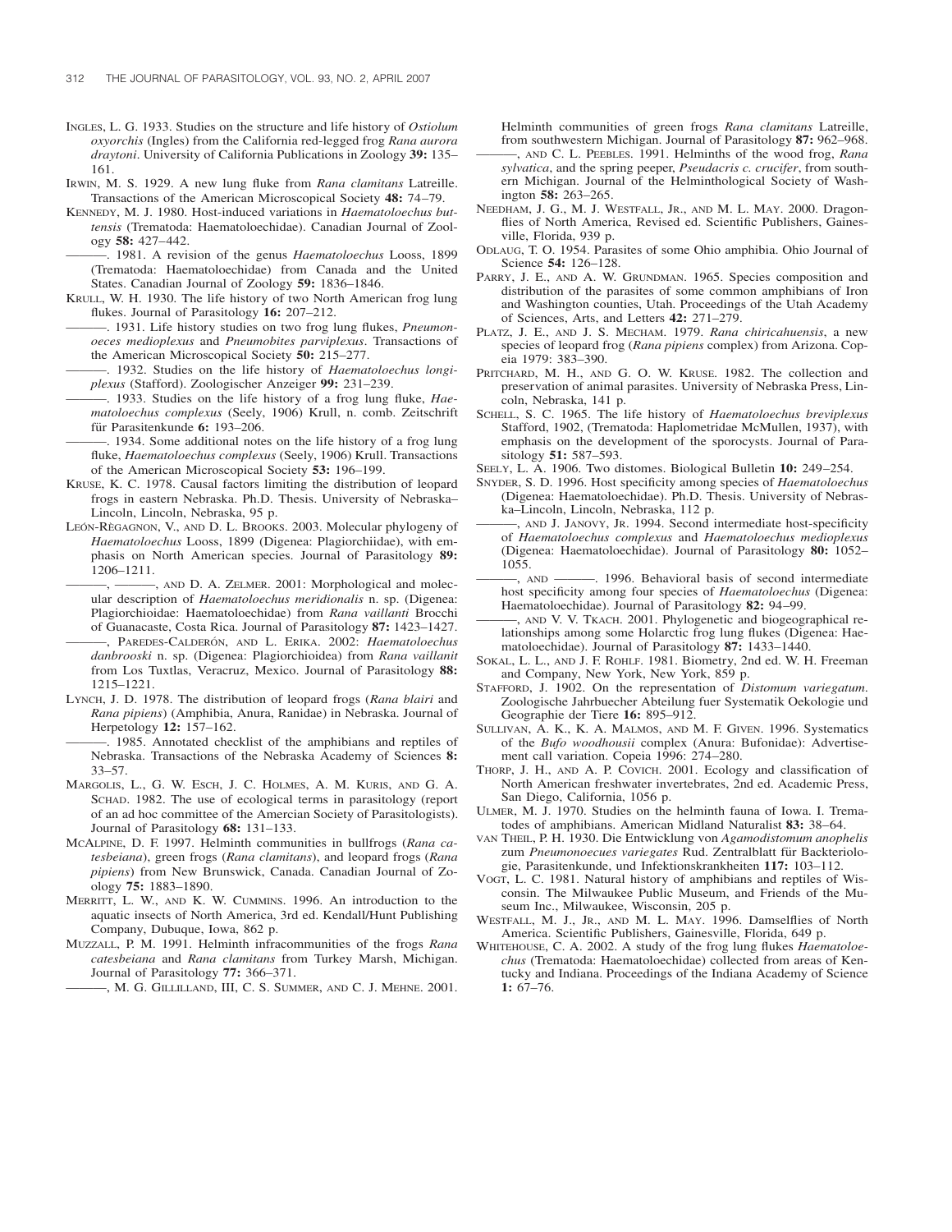INGLES, L. G. 1933. Studies on the structure and life history of *Ostiolum oxyorchis* (Ingles) from the California red-legged frog *Rana aurora draytoni*. University of California Publications in Zoology **39:** 135–161.

IRWIN, M. S. 1929. A new lung fluke from *Rana clamitans* Latreille. Transactions of the American Microscopical Society **48:** 74–79.

KENNEDY, M. J. 1980. Host-induced variations in *Haematoloechus buttensis* (Trematoda: Haematoloechidae). Canadian Journal of Zoology **58:** 427–442.

———. 1981. A revision of the genus *Haematoloechus* Looss, 1899 (Trematoda: Haematoloechidae) from Canada and the United States. Canadian Journal of Zoology **59:** 1836–1846.

KRULL, W. H. 1930. The life history of two North American frog lung flukes. Journal of Parasitology **16:** 207–212.

———. 1931. Life history studies on two frog lung flukes, *Pneumonoeces medioplexus* and *Pneumobites parviplexus*. Transactions of the American Microscopical Society **50:** 215–277.

———. 1932. Studies on the life history of *Haematoloechus longiplexus* (Stafford). Zoologischer Anzeiger **99:** 231–239.

———. 1933. Studies on the life history of a frog lung fluke, *Haematoloechus complexus* (Seely, 1906) Krull, n. comb. Zeitschrift für Parasitenkunde **6:** 193–206.

———. 1934. Some additional notes on the life history of a frog lung fluke, *Haematoloechus complexus* (Seely, 1906) Krull. Transactions of the American Microscopical Society **53:** 196–199.

KRUSE, K. C. 1978. Causal factors limiting the distribution of leopard frogs in eastern Nebraska. Ph.D. Thesis. University of Nebraska–Lincoln, Lincoln, Nebraska, 95 p.

LEÓN-RÈGAGNON, V., AND D. L. BROOKS. 2003. Molecular phylogeny of *Haematoloechus* Looss, 1899 (Digenea: Plagiorchiidae), with emphasis on North American species. Journal of Parasitology **89:** 1206–1211.

———, ———, AND D. A. ZELMER. 2001: Morphological and molecular description of *Haematoloechus meridionalis* n. sp. (Digenea: Plagiorchioidae: Haematoloechidae) from *Rana vaillanti* Brocchi of Guanacaste, Costa Rica. Journal of Parasitology **87:** 1423–1427.

———, PAREDES-CALDERÓN, AND L. ERIKA. 2002: *Haematoloechus danbrooski* n. sp. (Digenea: Plagiorchioidea) from *Rana vaillanit* from Los Tuxtlas, Veracruz, Mexico. Journal of Parasitology **88:** 1215–1221.

LYNCH, J. D. 1978. The distribution of leopard frogs (*Rana blairi* and *Rana pipiens*) (Amphibia, Anura, Ranidae) in Nebraska. Journal of Herpetology **12:** 157–162.

———. 1985. Annotated checklist of the amphibians and reptiles of Nebraska. Transactions of the Nebraska Academy of Sciences **8:** 33–57.

MARGOLIS, L., G. W. ESCH, J. C. HOLMES, A. M. KURIS, AND G. A. SCHAD. 1982. The use of ecological terms in parasitology (report of an ad hoc committee of the Amercian Society of Parasitologists). Journal of Parasitology **68:** 131–133.

MCALPINE, D. F. 1997. Helminth communities in bullfrogs (*Rana catesbeiana*), green frogs (*Rana clamitans*), and leopard frogs (*Rana pipiens*) from New Brunswick, Canada. Canadian Journal of Zoology **75:** 1883–1890.

MERRITT, L. W., AND K. W. CUMMINS. 1996. An introduction to the aquatic insects of North America, 3rd ed. Kendall/Hunt Publishing Company, Dubuque, Iowa, 862 p.

MUZZALL, P. M. 1991. Helminth infracommunities of the frogs *Rana catesbeiana* and *Rana clamitans* from Turkey Marsh, Michigan. Journal of Parasitology **77:** 366–371.

———, M. G. GILLILLAND, III, C. S. SUMMER, AND C. J. MEHNE. 2001. Helminth communities of green frogs *Rana clamitans* Latreille, from southwestern Michigan. Journal of Parasitology **87:** 962–968.

———, AND C. L. PEEBLES. 1991. Helminths of the wood frog, *Rana sylvatica*, and the spring peeper, *Pseudacris c. crucifer*, from southern Michigan. Journal of the Helminthological Society of Washington **58:** 263–265.

NEEDHAM, J. G., M. J. WESTFALL, JR., AND M. L. MAY. 2000. Dragonflies of North America, Revised ed. Scientific Publishers, Gainesville, Florida, 939 p.

ODLAUG, T. O. 1954. Parasites of some Ohio amphibia. Ohio Journal of Science **54:** 126–128.

PARRY, J. E., AND A. W. GRUNDMAN. 1965. Species composition and distribution of the parasites of some common amphibians of Iron and Washington counties, Utah. Proceedings of the Utah Academy of Sciences, Arts, and Letters **42:** 271–279.

PLATZ, J. E., AND J. S. MECHAM. 1979. *Rana chiricahuensis*, a new species of leopard frog (*Rana pipiens* complex) from Arizona. Copeia 1979: 383–390.

PRITCHARD, M. H., AND G. O. W. KRUSE. 1982. The collection and preservation of animal parasites. University of Nebraska Press, Lincoln, Nebraska, 141 p.

SCHELL, S. C. 1965. The life history of *Haematoloechus breviplexus* Stafford, 1902, (Trematoda: Haplometridae McMullen, 1937), with emphasis on the development of the sporocysts. Journal of Parasitology **51:** 587–593.

SEELY, L. A. 1906. Two distomes. Biological Bulletin **10:** 249–254.

SNYDER, S. D. 1996. Host specificity among species of *Haematoloechus* (Digenea: Haematoloechidae). Ph.D. Thesis. University of Nebraska–Lincoln, Lincoln, Nebraska, 112 p.

———, AND J. JANOVY, JR. 1994. Second intermediate host-specificity of *Haematoloechus complexus* and *Haematoloechus medioplexus* (Digenea: Haematoloechidae). Journal of Parasitology **80:** 1052–1055.

———, AND ———. 1996. Behavioral basis of second intermediate host specificity among four species of *Haematoloechus* (Digenea: Haematoloechidae). Journal of Parasitology **82:** 94–99.

———, AND V. V. TKACH. 2001. Phylogenetic and biogeographical relationships among some Holarctic frog lung flukes (Digenea: Haematoloechidae). Journal of Parasitology **87:** 1433–1440.

SOKAL, L. L., AND J. F. ROHLF. 1981. Biometry, 2nd ed. W. H. Freeman and Company, New York, New York, 859 p.

STAFFORD, J. 1902. On the representation of *Distomum variegatum*. Zoologische Jahrbuecher Abteilung fuer Systematik Oekologie und Geographie der Tiere **16:** 895–912.

SULLIVAN, A. K., K. A. MALMOS, AND M. F. GIVEN. 1996. Systematics of the *Bufo woodhousii* complex (Anura: Bufonidae): Advertisement call variation. Copeia 1996: 274–280.

THORP, J. H., AND A. P. COVICH. 2001. Ecology and classification of North American freshwater invertebrates, 2nd ed. Academic Press, San Diego, California, 1056 p.

ULMER, M. J. 1970. Studies on the helminth fauna of Iowa. I. Trematodes of amphibians. American Midland Naturalist **83:** 38–64.

VAN THEIL, P. H. 1930. Die Entwicklung von *Agamodistomum anophelis* zum *Pneumonoecues variegates* Rud. Zentralblatt für Backteriologie, Parasitenkunde, und Infektionskrankheiten **117:** 103–112.

VOGT, L. C. 1981. Natural history of amphibians and reptiles of Wisconsin. The Milwaukee Public Museum, and Friends of the Museum Inc., Milwaukee, Wisconsin, 205 p.

WESTFALL, M. J., JR., AND M. L. MAY. 1996. Damselflies of North America. Scientific Publishers, Gainesville, Florida, 649 p.

WHITEHOUSE, C. A. 2002. A study of the frog lung flukes *Haematoloechus* (Trematoda: Haematoloechidae) collected from areas of Kentucky and Indiana. Proceedings of the Indiana Academy of Science **1:** 67–76.